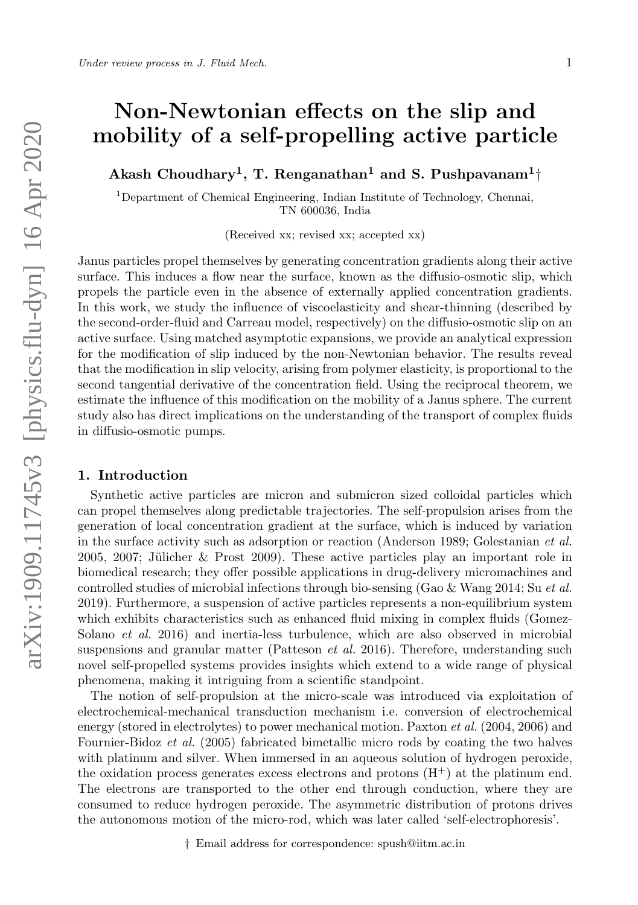# Non-Newtonian effects on the slip and mobility of a self-propelling active particle

**Akash Choudhary[1], T. Renganathan[1] and S. Pushpavanam[1]†**

[1]Department of Chemical Engineering, Indian Institute of Technology, Chennai, TN 600036, India

(Received xx; revised xx; accepted xx)

Janus particles propel themselves by generating concentration gradients along their active surface. This induces a flow near the surface, known as the diffusio-osmotic slip, which propels the particle even in the absence of externally applied concentration gradients. In this work, we study the influence of viscoelasticity and shear-thinning (described by the second-order-fluid and Carreau model, respectively) on the diffusio-osmotic slip on an active surface. Using matched asymptotic expansions, we provide an analytical expression for the modification of slip induced by the non-Newtonian behavior. The results reveal that the modification in slip velocity, arising from polymer elasticity, is proportional to the second tangential derivative of the concentration field. Using the reciprocal theorem, we estimate the influence of this modification on the mobility of a Janus sphere. The current study also has direct implications on the understanding of the transport of complex fluids in diffusio-osmotic pumps.

## 1. Introduction

Synthetic active particles are micron and submicron sized colloidal particles which can propel themselves along predictable trajectories. The self-propulsion arises from the generation of local concentration gradient at the surface, which is induced by variation in the surface activity such as adsorption or reaction (Anderson 1989; Golestanian *et al.* 2005, 2007; Jülicher & Prost 2009). These active particles play an important role in biomedical research; they offer possible applications in drug-delivery micromachines and controlled studies of microbial infections through bio-sensing (Gao & Wang 2014; Su *et al.* 2019). Furthermore, a suspension of active particles represents a non-equilibrium system which exhibits characteristics such as enhanced fluid mixing in complex fluids (Gomez-Solano *et al.* 2016) and inertia-less turbulence, which are also observed in microbial suspensions and granular matter (Patteson *et al.* 2016). Therefore, understanding such novel self-propelled systems provides insights which extend to a wide range of physical phenomena, making it intriguing from a scientific standpoint.

The notion of self-propulsion at the micro-scale was introduced via exploitation of electrochemical-mechanical transduction mechanism i.e. conversion of electrochemical energy (stored in electrolytes) to power mechanical motion. Paxton *et al.* (2004, 2006) and Fournier-Bidoz *et al.* (2005) fabricated bimetallic micro rods by coating the two halves with platinum and silver. When immersed in an aqueous solution of hydrogen peroxide, the oxidation process generates excess electrons and protons ($H^+$) at the platinum end. The electrons are transported to the other end through conduction, where they are consumed to reduce hydrogen peroxide. The asymmetric distribution of protons drives the autonomous motion of the micro-rod, which was later called 'self-electrophoresis'.

† Email address for correspondence: spush@iitm.ac.in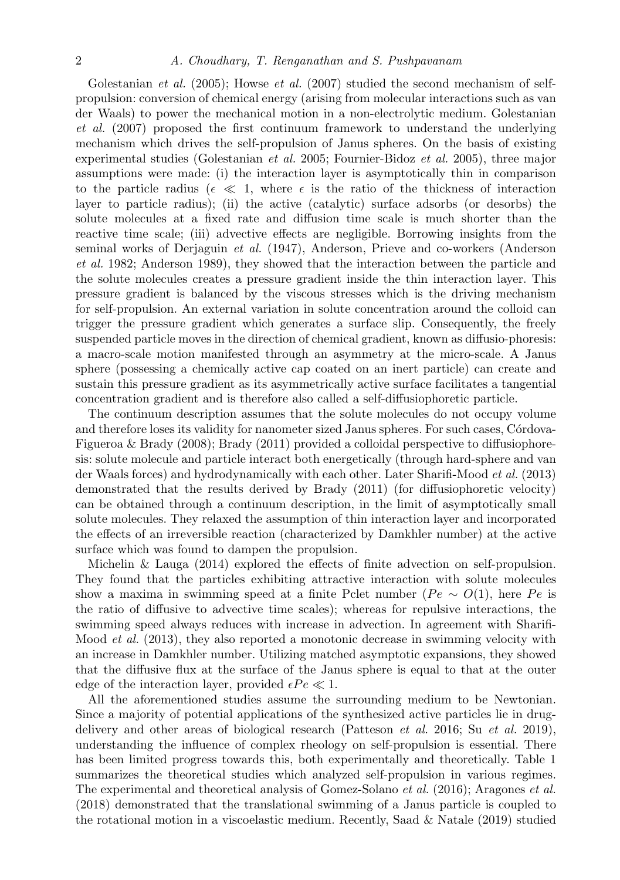Golestanian *et al.* (2005); Howse *et al.* (2007) studied the second mechanism of self-propulsion: conversion of chemical energy (arising from molecular interactions such as van der Waals) to power the mechanical motion in a non-electrolytic medium. Golestanian *et al.* (2007) proposed the first continuum framework to understand the underlying mechanism which drives the self-propulsion of Janus spheres. On the basis of existing experimental studies (Golestanian *et al.* 2005; Fournier-Bidoz *et al.* 2005), three major assumptions were made: (i) the interaction layer is asymptotically thin in comparison to the particle radius ($\epsilon \ll 1$, where $\epsilon$ is the ratio of the thickness of interaction layer to particle radius); (ii) the active (catalytic) surface adsorbs (or desorbs) the solute molecules at a fixed rate and diffusion time scale is much shorter than the reactive time scale; (iii) advective effects are negligible. Borrowing insights from the seminal works of Derjaguin *et al.* (1947), Anderson, Prieve and co-workers (Anderson *et al.* 1982; Anderson 1989), they showed that the interaction between the particle and the solute molecules creates a pressure gradient inside the thin interaction layer. This pressure gradient is balanced by the viscous stresses which is the driving mechanism for self-propulsion. An external variation in solute concentration around the colloid can trigger the pressure gradient which generates a surface slip. Consequently, the freely suspended particle moves in the direction of chemical gradient, known as diffusio-phoresis: a macro-scale motion manifested through an asymmetry at the micro-scale. A Janus sphere (possessing a chemically active cap coated on an inert particle) can create and sustain this pressure gradient as its asymmetrically active surface facilitates a tangential concentration gradient and is therefore also called a self-diffusiophoretic particle.

The continuum description assumes that the solute molecules do not occupy volume and therefore loses its validity for nanometer sized Janus spheres. For such cases, Córdova-Figueroa & Brady (2008); Brady (2011) provided a colloidal perspective to diffusiophoresis: solute molecule and particle interact both energetically (through hard-sphere and van der Waals forces) and hydrodynamically with each other. Later Sharifi-Mood *et al.* (2013) demonstrated that the results derived by Brady (2011) (for diffusiophoretic velocity) can be obtained through a continuum description, in the limit of asymptotically small solute molecules. They relaxed the assumption of thin interaction layer and incorporated the effects of an irreversible reaction (characterized by Damkhler number) at the active surface which was found to dampen the propulsion.

Michelin & Lauga (2014) explored the effects of finite advection on self-propulsion. They found that the particles exhibiting attractive interaction with solute molecules show a maxima in swimming speed at a finite Pclet number ($Pe \sim O(1)$, here $Pe$ is the ratio of diffusive to advective time scales); whereas for repulsive interactions, the swimming speed always reduces with increase in advection. In agreement with Sharifi-Mood *et al.* (2013), they also reported a monotonic decrease in swimming velocity with an increase in Damkhler number. Utilizing matched asymptotic expansions, they showed that the diffusive flux at the surface of the Janus sphere is equal to that at the outer edge of the interaction layer, provided $\epsilon Pe \ll 1$.

All the aforementioned studies assume the surrounding medium to be Newtonian. Since a majority of potential applications of the synthesized active particles lie in drug-delivery and other areas of biological research (Patteson *et al.* 2016; Su *et al.* 2019), understanding the influence of complex rheology on self-propulsion is essential. There has been limited progress towards this, both experimentally and theoretically. Table 1 summarizes the theoretical studies which analyzed self-propulsion in various regimes. The experimental and theoretical analysis of Gomez-Solano *et al.* (2016); Aragones *et al.* (2018) demonstrated that the translational swimming of a Janus particle is coupled to the rotational motion in a viscoelastic medium. Recently, Saad & Natale (2019) studied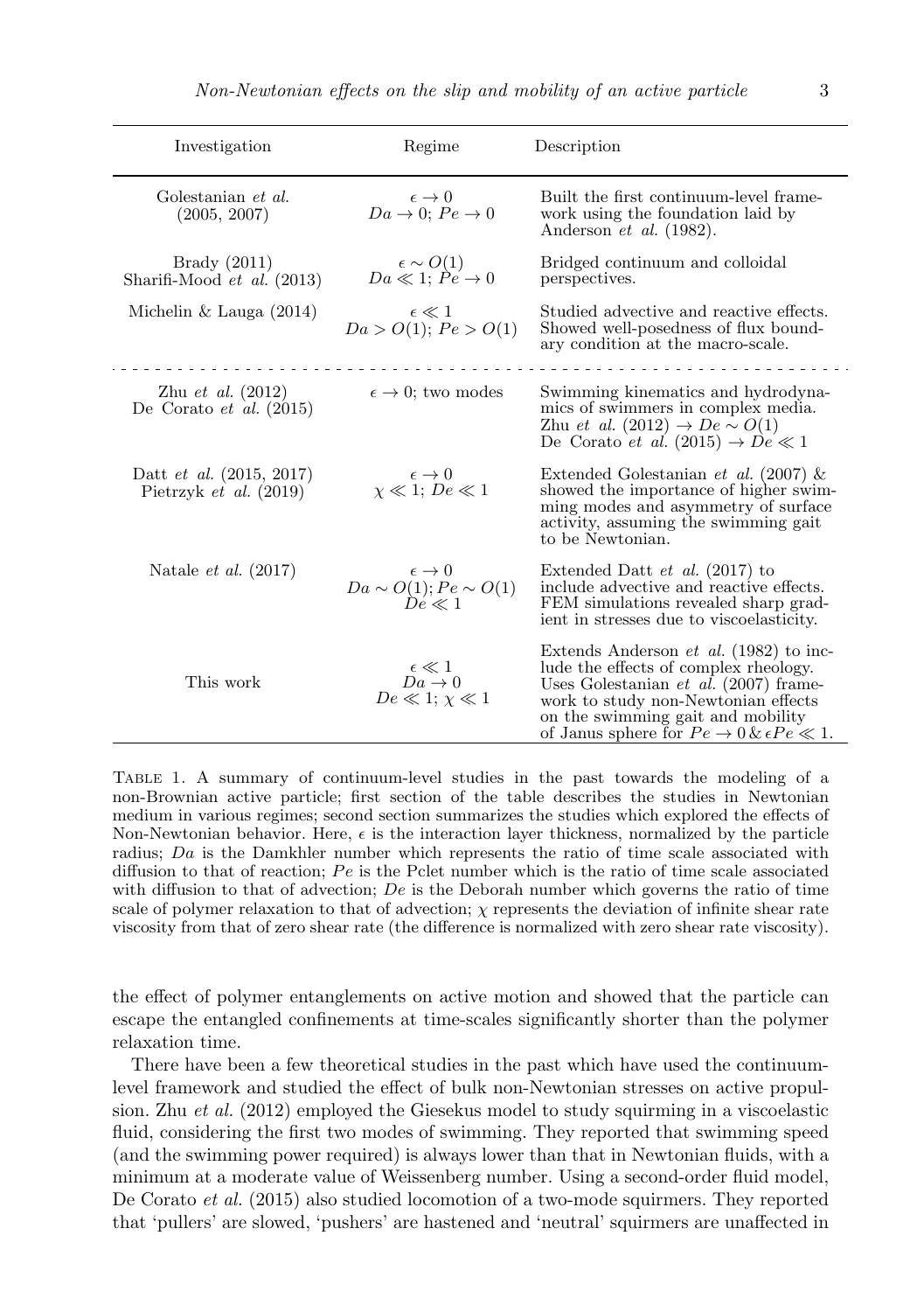| Investigation | Regime | Description |
|---|---|---|
| Golestanian *et al.* (2005, 2007) | $\epsilon \to 0$ <br> $Da \to 0$; $Pe \to 0$ | Built the first continuum-level framework using the foundation laid by Anderson *et al.* (1982). |
| Brady (2011) <br> Sharifi-Mood *et al.* (2013) | $\epsilon \sim O(1)$ <br> $Da \ll 1$; $Pe \to 0$ | Bridged continuum and colloidal perspectives. |
| Michelin & Lauga (2014) | $\epsilon \ll 1$ <br> $Da > O(1)$; $Pe > O(1)$ | Studied advective and reactive effects. Showed well-posedness of flux boundary condition at the macro-scale. |
| Zhu *et al.* (2012) <br> De Corato *et al.* (2015) | $\epsilon \to 0$; two modes | Swimming kinematics and hydrodynamics of swimmers in complex media. Zhu *et al.* (2012) $\to De \sim O(1)$ De Corato *et al.* (2015) $\to De \ll 1$ |
| Datt *et al.* (2015, 2017) <br> Pietrzyk *et al.* (2019) | $\epsilon \to 0$ <br> $\chi \ll 1$; $De \ll 1$ | Extended Golestanian *et al.* (2007) & showed the importance of higher swimming modes and asymmetry of surface activity, assuming the swimming gait to be Newtonian. |
| Natale *et al.* (2017) | $\epsilon \to 0$ <br> $Da \sim O(1)$; $Pe \sim O(1)$ <br> $De \ll 1$ | Extended Datt *et al.* (2017) to include advective and reactive effects. FEM simulations revealed sharp gradient in stresses due to viscoelasticity. |
| This work | $\epsilon \ll 1$ <br> $Da \to 0$ <br> $De \ll 1$; $\chi \ll 1$ | Extends Anderson *et al.* (1982) to include the effects of complex rheology. Uses Golestanian *et al.* (2007) framework to study non-Newtonian effects on the swimming gait and mobility of Janus sphere for $Pe \to 0$ & $\epsilon Pe \ll 1$. |

Table 1. A summary of continuum-level studies in the past towards the modeling of a non-Brownian active particle; first section of the table describes the studies in Newtonian medium in various regimes; second section summarizes the studies which explored the effects of Non-Newtonian behavior. Here, $\epsilon$ is the interaction layer thickness, normalized by the particle radius; $Da$ is the Damkhler number which represents the ratio of time scale associated with diffusion to that of reaction; $Pe$ is the Pclet number which is the ratio of time scale associated with diffusion to that of advection; $De$ is the Deborah number which governs the ratio of time scale of polymer relaxation to that of advection; $\chi$ represents the deviation of infinite shear rate viscosity from that of zero shear rate (the difference is normalized with zero shear rate viscosity).

the effect of polymer entanglements on active motion and showed that the particle can escape the entangled confinements at time-scales significantly shorter than the polymer relaxation time.

There have been a few theoretical studies in the past which have used the continuum-level framework and studied the effect of bulk non-Newtonian stresses on active propulsion. Zhu *et al.* (2012) employed the Giesekus model to study squirming in a viscoelastic fluid, considering the first two modes of swimming. They reported that swimming speed (and the swimming power required) is always lower than that in Newtonian fluids, with a minimum at a moderate value of Weissenberg number. Using a second-order fluid model, De Corato *et al.* (2015) also studied locomotion of a two-mode squirmers. They reported that 'pullers' are slowed, 'pushers' are hastened and 'neutral' squirmers are unaffected in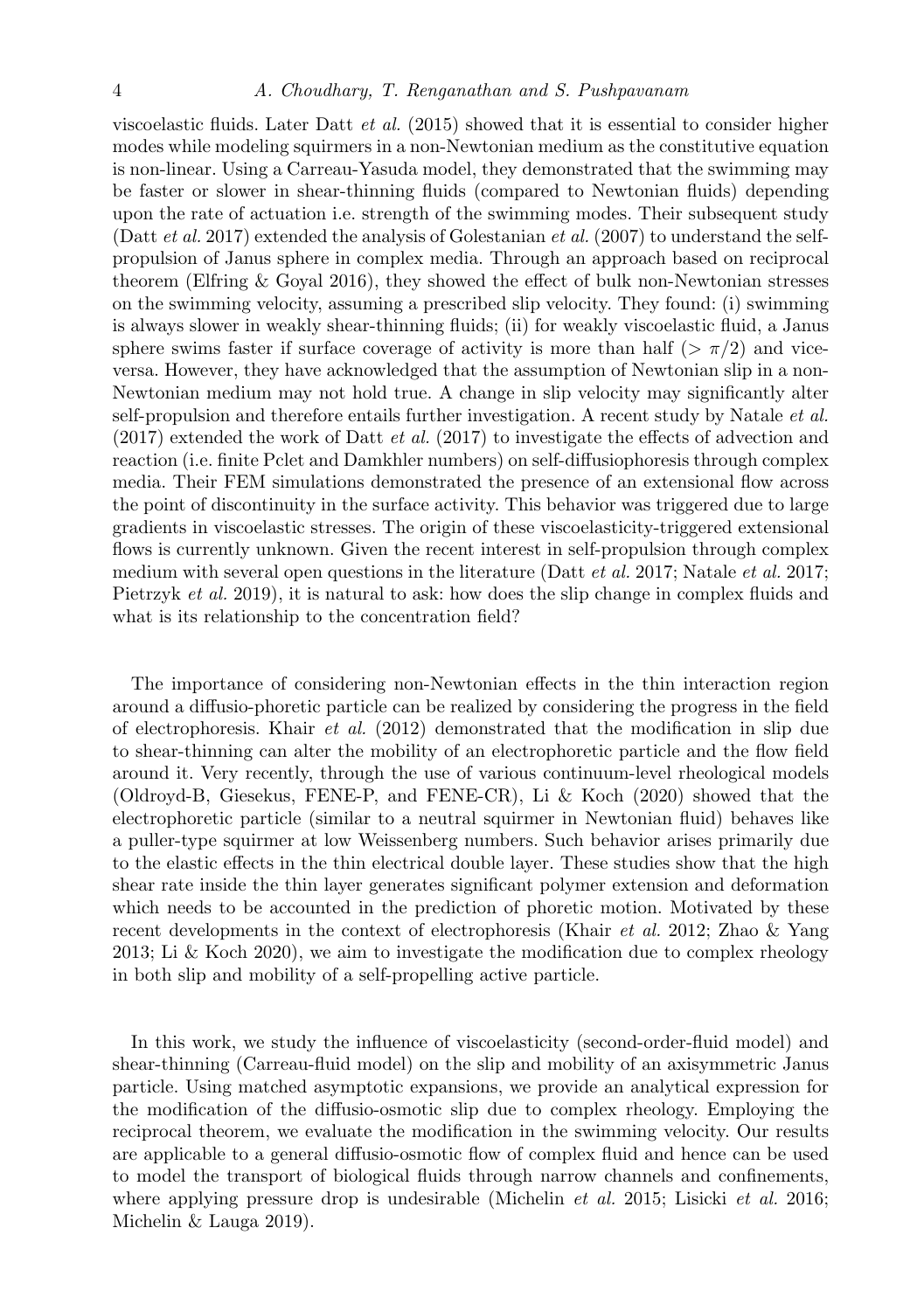viscoelastic fluids. Later Datt *et al.* (2015) showed that it is essential to consider higher modes while modeling squirmers in a non-Newtonian medium as the constitutive equation is non-linear. Using a Carreau-Yasuda model, they demonstrated that the swimming may be faster or slower in shear-thinning fluids (compared to Newtonian fluids) depending upon the rate of actuation i.e. strength of the swimming modes. Their subsequent study (Datt *et al.* 2017) extended the analysis of Golestanian *et al.* (2007) to understand the self-propulsion of Janus sphere in complex media. Through an approach based on reciprocal theorem (Elfring & Goyal 2016), they showed the effect of bulk non-Newtonian stresses on the swimming velocity, assuming a prescribed slip velocity. They found: (i) swimming is always slower in weakly shear-thinning fluids; (ii) for weakly viscoelastic fluid, a Janus sphere swims faster if surface coverage of activity is more than half ($> \pi/2$) and vice-versa. However, they have acknowledged that the assumption of Newtonian slip in a non-Newtonian medium may not hold true. A change in slip velocity may significantly alter self-propulsion and therefore entails further investigation. A recent study by Natale *et al.* (2017) extended the work of Datt *et al.* (2017) to investigate the effects of advection and reaction (i.e. finite Pclet and Damkhler numbers) on self-diffusiophoresis through complex media. Their FEM simulations demonstrated the presence of an extensional flow across the point of discontinuity in the surface activity. This behavior was triggered due to large gradients in viscoelastic stresses. The origin of these viscoelasticity-triggered extensional flows is currently unknown. Given the recent interest in self-propulsion through complex medium with several open questions in the literature (Datt *et al.* 2017; Natale *et al.* 2017; Pietrzyk *et al.* 2019), it is natural to ask: how does the slip change in complex fluids and what is its relationship to the concentration field?

The importance of considering non-Newtonian effects in the thin interaction region around a diffusio-phoretic particle can be realized by considering the progress in the field of electrophoresis. Khair *et al.* (2012) demonstrated that the modification in slip due to shear-thinning can alter the mobility of an electrophoretic particle and the flow field around it. Very recently, through the use of various continuum-level rheological models (Oldroyd-B, Giesekus, FENE-P, and FENE-CR), Li & Koch (2020) showed that the electrophoretic particle (similar to a neutral squirmer in Newtonian fluid) behaves like a puller-type squirmer at low Weissenberg numbers. Such behavior arises primarily due to the elastic effects in the thin electrical double layer. These studies show that the high shear rate inside the thin layer generates significant polymer extension and deformation which needs to be accounted in the prediction of phoretic motion. Motivated by these recent developments in the context of electrophoresis (Khair *et al.* 2012; Zhao & Yang 2013; Li & Koch 2020), we aim to investigate the modification due to complex rheology in both slip and mobility of a self-propelling active particle.

In this work, we study the influence of viscoelasticity (second-order-fluid model) and shear-thinning (Carreau-fluid model) on the slip and mobility of an axisymmetric Janus particle. Using matched asymptotic expansions, we provide an analytical expression for the modification of the diffusio-osmotic slip due to complex rheology. Employing the reciprocal theorem, we evaluate the modification in the swimming velocity. Our results are applicable to a general diffusio-osmotic flow of complex fluid and hence can be used to model the transport of biological fluids through narrow channels and confinements, where applying pressure drop is undesirable (Michelin *et al.* 2015; Lisicki *et al.* 2016; Michelin & Lauga 2019).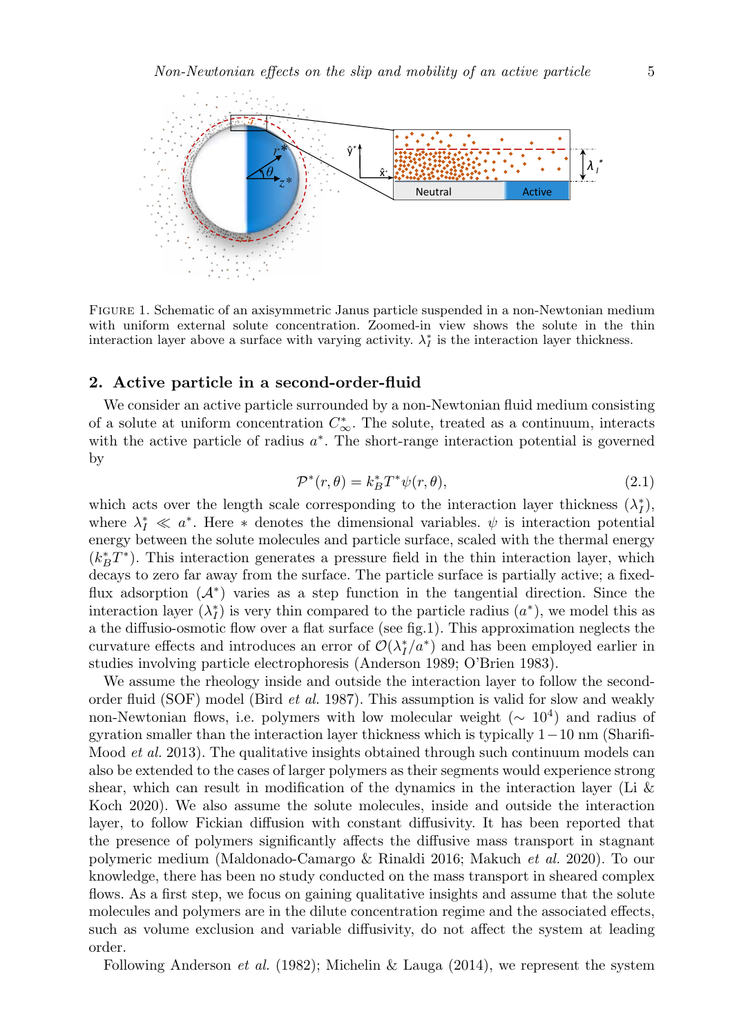FIGURE 1. Schematic of an axisymmetric Janus particle suspended in a non-Newtonian medium with uniform external solute concentration. Zoomed-in view shows the solute in the thin interaction layer above a surface with varying activity. $\lambda_I^*$ is the interaction layer thickness.

## 2. Active particle in a second-order-fluid

We consider an active particle surrounded by a non-Newtonian fluid medium consisting of a solute at uniform concentration $C_\infty^*$. The solute, treated as a continuum, interacts with the active particle of radius $a^*$. The short-range interaction potential is governed by

$$\mathcal{P}^*(r,\theta) = k_B^* T^* \psi(r,\theta), \tag{2.1}$$

which acts over the length scale corresponding to the interaction layer thickness ($\lambda_I^*$), where $\lambda_I^* \ll a^*$. Here $*$ denotes the dimensional variables. $\psi$ is interaction potential energy between the solute molecules and particle surface, scaled with the thermal energy ($k_B^* T^*$). This interaction generates a pressure field in the thin interaction layer, which decays to zero far away from the surface. The particle surface is partially active; a fixed-flux adsorption ($\mathcal{A}^*$) varies as a step function in the tangential direction. Since the interaction layer ($\lambda_I^*$) is very thin compared to the particle radius ($a^*$), we model this as a the diffusio-osmotic flow over a flat surface (see fig.1). This approximation neglects the curvature effects and introduces an error of $\mathcal{O}(\lambda_I^*/a^*)$ and has been employed earlier in studies involving particle electrophoresis (Anderson 1989; O'Brien 1983).

We assume the rheology inside and outside the interaction layer to follow the second-order fluid (SOF) model (Bird *et al.* 1987). This assumption is valid for slow and weakly non-Newtonian flows, i.e. polymers with low molecular weight ($\sim 10^4$) and radius of gyration smaller than the interaction layer thickness which is typically $1-10$ nm (Sharifi-Mood *et al.* 2013). The qualitative insights obtained through such continuum models can also be extended to the cases of larger polymers as their segments would experience strong shear, which can result in modification of the dynamics in the interaction layer (Li & Koch 2020). We also assume the solute molecules, inside and outside the interaction layer, to follow Fickian diffusion with constant diffusivity. It has been reported that the presence of polymers significantly affects the diffusive mass transport in stagnant polymeric medium (Maldonado-Camargo & Rinaldi 2016; Makuch *et al.* 2020). To our knowledge, there has been no study conducted on the mass transport in sheared complex flows. As a first step, we focus on gaining qualitative insights and assume that the solute molecules and polymers are in the dilute concentration regime and the associated effects, such as volume exclusion and variable diffusivity, do not affect the system at leading order.

Following Anderson *et al.* (1982); Michelin & Lauga (2014), we represent the system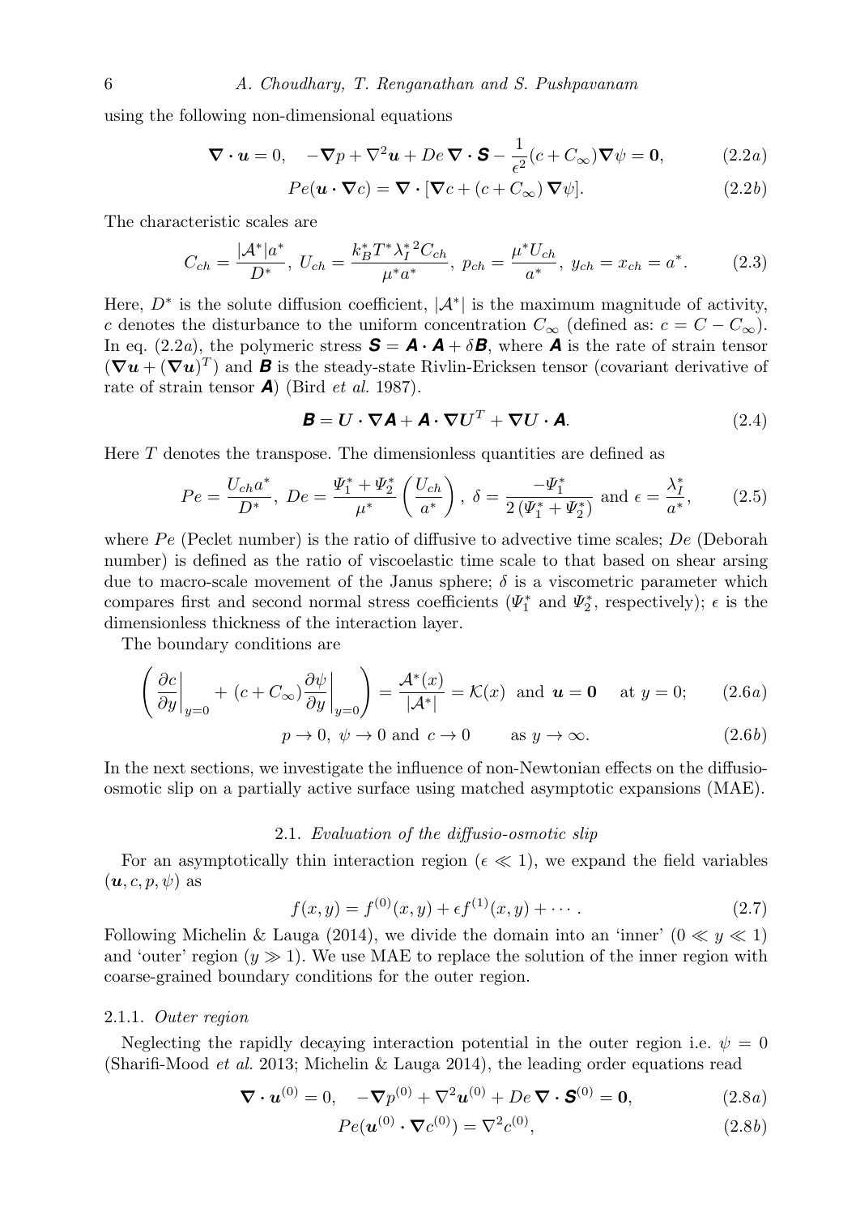using the following non-dimensional equations

$$\boldsymbol{\nabla}\cdot\boldsymbol{u}=0,\quad -\boldsymbol{\nabla}p+\nabla^2\boldsymbol{u}+De\,\boldsymbol{\nabla}\cdot\boldsymbol{S}-\frac{1}{\epsilon^2}(c+C_\infty)\boldsymbol{\nabla}\psi=\boldsymbol{0},\tag{2.2a}$$

$$Pe(\boldsymbol{u}\cdot\boldsymbol{\nabla}c)=\boldsymbol{\nabla}\cdot[\boldsymbol{\nabla}c+(c+C_\infty)\,\boldsymbol{\nabla}\psi].\tag{2.2b}$$

The characteristic scales are

$$C_{ch}=\frac{|\mathcal{A}^*|a^*}{D^*},\; U_{ch}=\frac{k_B^*T^*{\lambda_I^*}^2C_{ch}}{\mu^*a^*},\; p_{ch}=\frac{\mu^*U_{ch}}{a^*},\; y_{ch}=x_{ch}=a^*.\tag{2.3}$$

Here, $D^*$ is the solute diffusion coefficient, $|\mathcal{A}^*|$ is the maximum magnitude of activity, $c$ denotes the disturbance to the uniform concentration $C_\infty$ (defined as: $c=C-C_\infty$). In eq. (2.2$a$), the polymeric stress $\boldsymbol{S}=\boldsymbol{A}\cdot\boldsymbol{A}+\delta\boldsymbol{B}$, where $\boldsymbol{A}$ is the rate of strain tensor $(\boldsymbol{\nabla}\boldsymbol{u}+(\boldsymbol{\nabla}\boldsymbol{u})^T)$ and $\boldsymbol{B}$ is the steady-state Rivlin-Ericksen tensor (covariant derivative of rate of strain tensor $\boldsymbol{A}$) (Bird *et al.* 1987).

$$\boldsymbol{B}=\boldsymbol{U}\cdot\boldsymbol{\nabla}\boldsymbol{A}+\boldsymbol{A}\cdot\boldsymbol{\nabla}\boldsymbol{U}^T+\boldsymbol{\nabla}\boldsymbol{U}\cdot\boldsymbol{A}.\tag{2.4}$$

Here $T$ denotes the transpose. The dimensionless quantities are defined as

$$Pe=\frac{U_{ch}a^*}{D^*},\; De=\frac{\Psi_1^*+\Psi_2^*}{\mu^*}\left(\frac{U_{ch}}{a^*}\right),\; \delta=\frac{-\Psi_1^*}{2\left(\Psi_1^*+\Psi_2^*\right)}\text{ and }\epsilon=\frac{\lambda_I^*}{a^*},\tag{2.5}$$

where $Pe$ (Peclet number) is the ratio of diffusive to advective time scales; $De$ (Deborah number) is defined as the ratio of viscoelastic time scale to that based on shear arsing due to macro-scale movement of the Janus sphere; $\delta$ is a viscometric parameter which compares first and second normal stress coefficients ($\Psi_1^*$ and $\Psi_2^*$, respectively); $\epsilon$ is the dimensionless thickness of the interaction layer.

The boundary conditions are

$$\left(\left.\frac{\partial c}{\partial y}\right|_{y=0}+(c+C_\infty)\left.\frac{\partial\psi}{\partial y}\right|_{y=0}\right)=\frac{\mathcal{A}^*(x)}{|\mathcal{A}^*|}=\mathcal{K}(x)\text{ and }\boldsymbol{u}=\boldsymbol{0}\quad\text{at } y=0;\tag{2.6a}$$

$$p\to 0,\;\psi\to 0\text{ and }c\to 0\qquad\text{as } y\to\infty.\tag{2.6b}$$

In the next sections, we investigate the influence of non-Newtonian effects on the diffusio-osmotic slip on a partially active surface using matched asymptotic expansions (MAE).

### 2.1. *Evaluation of the diffusio-osmotic slip*

For an asymptotically thin interaction region ($\epsilon\ll 1$), we expand the field variables $(\boldsymbol{u},c,p,\psi)$ as

$$f(x,y)=f^{(0)}(x,y)+\epsilon f^{(1)}(x,y)+\cdots.\tag{2.7}$$

Following Michelin & Lauga (2014), we divide the domain into an 'inner' $(0\ll y\ll 1)$ and 'outer' region $(y\gg 1)$. We use MAE to replace the solution of the inner region with coarse-grained boundary conditions for the outer region.

#### 2.1.1. *Outer region*

Neglecting the rapidly decaying interaction potential in the outer region i.e. $\psi=0$ (Sharifi-Mood *et al.* 2013; Michelin & Lauga 2014), the leading order equations read

$$\boldsymbol{\nabla}\cdot\boldsymbol{u}^{(0)}=0,\quad -\boldsymbol{\nabla}p^{(0)}+\nabla^2\boldsymbol{u}^{(0)}+De\,\boldsymbol{\nabla}\cdot\boldsymbol{S}^{(0)}=\boldsymbol{0},\tag{2.8a}$$

$$Pe(\boldsymbol{u}^{(0)}\cdot\boldsymbol{\nabla}c^{(0)})=\nabla^2c^{(0)},\tag{2.8b}$$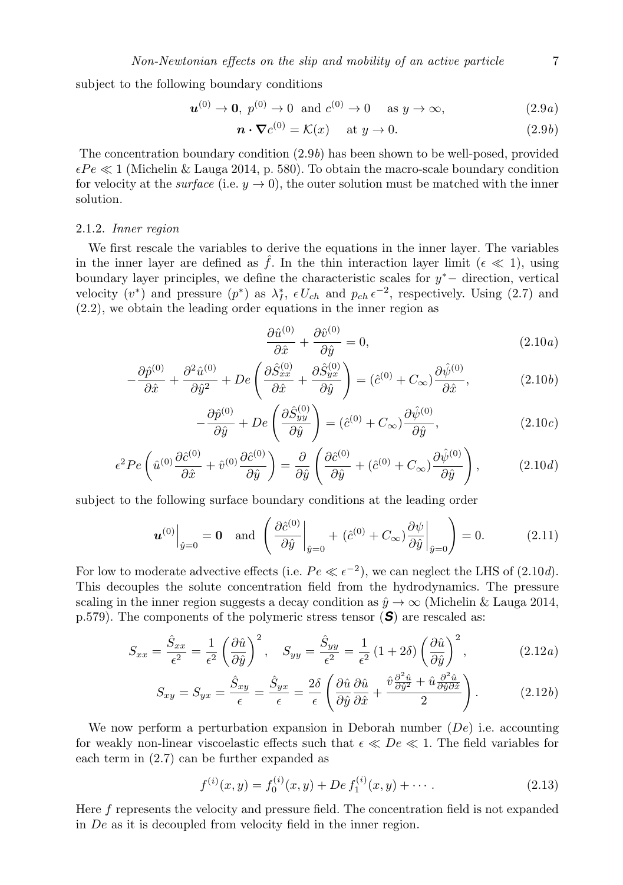subject to the following boundary conditions

$$\boldsymbol{u}^{(0)} \to \mathbf{0},\ p^{(0)} \to 0 \ \text{ and } c^{(0)} \to 0 \quad \text{ as } y \to \infty, \tag{2.9a}$$

$$\boldsymbol{n} \cdot \boldsymbol{\nabla} c^{(0)} = \mathcal{K}(x) \quad \text{ at } y \to 0. \tag{2.9b}$$

The concentration boundary condition (2.9*b*) has been shown to be well-posed, provided $\epsilon Pe \ll 1$ (Michelin & Lauga 2014, p. 580). To obtain the macro-scale boundary condition for velocity at the *surface* (i.e. $y \to 0$), the outer solution must be matched with the inner solution.

### 2.1.2. *Inner region*

We first rescale the variables to derive the equations in the inner layer. The variables in the inner layer are defined as $\hat{f}$. In the thin interaction layer limit ($\epsilon \ll 1$), using boundary layer principles, we define the characteristic scales for $y^*-$ direction, vertical velocity ($v^*$) and pressure ($p^*$) as $\lambda_I^*$, $\epsilon\, U_{ch}$ and $p_{ch}\, \epsilon^{-2}$, respectively. Using (2.7) and (2.2), we obtain the leading order equations in the inner region as

$$\frac{\partial \hat{u}^{(0)}}{\partial \hat{x}} + \frac{\partial \hat{v}^{(0)}}{\partial \hat{y}} = 0, \tag{2.10a}$$

$$-\frac{\partial \hat{p}^{(0)}}{\partial \hat{x}} + \frac{\partial^2 \hat{u}^{(0)}}{\partial \hat{y}^2} + De\left(\frac{\partial \hat{S}_{xx}^{(0)}}{\partial \hat{x}} + \frac{\partial \hat{S}_{yx}^{(0)}}{\partial \hat{y}}\right) = (\hat{c}^{(0)} + C_\infty)\frac{\partial \hat{\psi}^{(0)}}{\partial \hat{x}}, \tag{2.10b}$$

$$-\frac{\partial \hat{p}^{(0)}}{\partial \hat{y}} + De\left(\frac{\partial \hat{S}_{yy}^{(0)}}{\partial \hat{y}}\right) = (\hat{c}^{(0)} + C_\infty)\frac{\partial \hat{\psi}^{(0)}}{\partial \hat{y}}, \tag{2.10c}$$

$$\epsilon^2 Pe\left(\hat{u}^{(0)}\frac{\partial \hat{c}^{(0)}}{\partial \hat{x}} + \hat{v}^{(0)}\frac{\partial \hat{c}^{(0)}}{\partial \hat{y}}\right) = \frac{\partial}{\partial \hat{y}}\left(\frac{\partial \hat{c}^{(0)}}{\partial \hat{y}} + (\hat{c}^{(0)} + C_\infty)\frac{\partial \hat{\psi}^{(0)}}{\partial \hat{y}}\right), \tag{2.10d}$$

subject to the following surface boundary conditions at the leading order

$$\boldsymbol{u}^{(0)}\Big|_{\hat{y}=0} = \mathbf{0} \quad \text{and} \quad \left(\frac{\partial \hat{c}^{(0)}}{\partial \hat{y}}\bigg|_{\hat{y}=0} + (\hat{c}^{(0)} + C_\infty)\frac{\partial \psi}{\partial \hat{y}}\bigg|_{\hat{y}=0}\right) = 0. \tag{2.11}$$

For low to moderate advective effects (i.e. $Pe \ll \epsilon^{-2}$), we can neglect the LHS of (2.10*d*). This decouples the solute concentration field from the hydrodynamics. The pressure scaling in the inner region suggests a decay condition as $\hat{y} \to \infty$ (Michelin & Lauga 2014, p.579). The components of the polymeric stress tensor ($\boldsymbol{S}$) are rescaled as:

$$S_{xx} = \frac{\hat{S}_{xx}}{\epsilon^2} = \frac{1}{\epsilon^2}\left(\frac{\partial \hat{u}}{\partial \hat{y}}\right)^2, \quad S_{yy} = \frac{\hat{S}_{yy}}{\epsilon^2} = \frac{1}{\epsilon^2}\left(1 + 2\delta\right)\left(\frac{\partial \hat{u}}{\partial \hat{y}}\right)^2, \tag{2.12a}$$

$$S_{xy} = S_{yx} = \frac{\hat{S}_{xy}}{\epsilon} = \frac{\hat{S}_{yx}}{\epsilon} = \frac{2\delta}{\epsilon}\left(\frac{\partial \hat{u}}{\partial \hat{y}}\frac{\partial \hat{u}}{\partial \hat{x}} + \frac{\hat{v}\frac{\partial^2 \hat{u}}{\partial \hat{y}^2} + \hat{u}\frac{\partial^2 \hat{u}}{\partial \hat{y}\partial \hat{x}}}{2}\right). \tag{2.12b}$$

We now perform a perturbation expansion in Deborah number ($De$) i.e. accounting for weakly non-linear viscoelastic effects such that $\epsilon \ll De \ll 1$. The field variables for each term in (2.7) can be further expanded as

$$f^{(i)}(x, y) = f_0^{(i)}(x, y) + De\, f_1^{(i)}(x, y) + \cdots. \tag{2.13}$$

Here $f$ represents the velocity and pressure field. The concentration field is not expanded in $De$ as it is decoupled from velocity field in the inner region.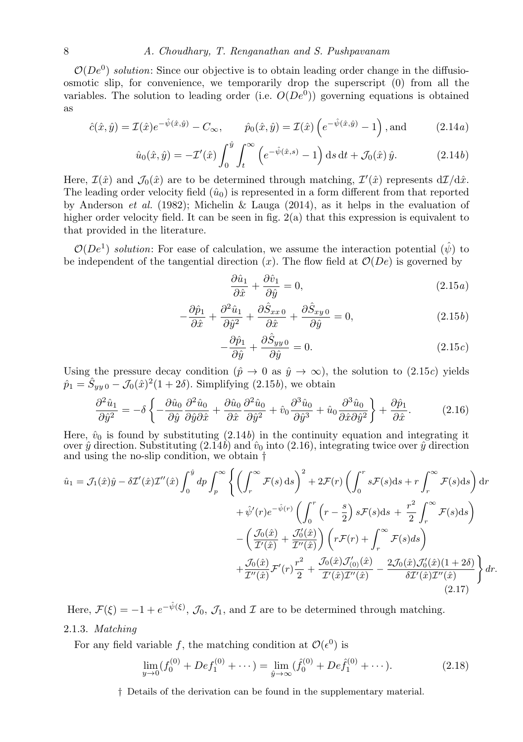$\mathcal{O}(De^0)$ *solution*: Since our objective is to obtain leading order change in the diffusio-osmotic slip, for convenience, we temporarily drop the superscript (0) from all the variables. The solution to leading order (i.e. $O(De^0)$) governing equations is obtained as

$$\hat{c}(\hat{x},\hat{y}) = \mathcal{I}(\hat{x})e^{-\hat{\psi}(\hat{x},\hat{y})} - C_\infty, \qquad \hat{p}_0(\hat{x},\hat{y}) = \mathcal{I}(\hat{x})\left(e^{-\hat{\psi}(\hat{x},\hat{y})} - 1\right), \text{and} \tag{2.14a}$$

$$\hat{u}_0(\hat{x},\hat{y}) = -\mathcal{I}'(\hat{x})\int_0^{\hat{y}}\int_t^{\infty}\left(e^{-\hat{\psi}(\hat{x},s)} - 1\right)\mathrm{d}s\,\mathrm{d}t + \mathcal{J}_0(\hat{x})\,\hat{y}. \tag{2.14b}$$

Here, $\mathcal{I}(\hat{x})$ and $\mathcal{J}_0(\hat{x})$ are to be determined through matching, $\mathcal{I}'(\hat{x})$ represents $\mathrm{d}\mathcal{I}/\mathrm{d}\hat{x}$. The leading order velocity field ($\hat{u}_0$) is represented in a form different from that reported by Anderson *et al.* (1982); Michelin & Lauga (2014), as it helps in the evaluation of higher order velocity field. It can be seen in fig. 2(a) that this expression is equivalent to that provided in the literature.

$\mathcal{O}(De^1)$ *solution*: For ease of calculation, we assume the interaction potential ($\hat{\psi}$) to be independent of the tangential direction ($x$). The flow field at $\mathcal{O}(De)$ is governed by

$$\frac{\partial \hat{u}_1}{\partial \hat{x}} + \frac{\partial \hat{v}_1}{\partial \hat{y}} = 0, \tag{2.15a}$$

$$-\frac{\partial \hat{p}_1}{\partial \hat{x}} + \frac{\partial^2 \hat{u}_1}{\partial \hat{y}^2} + \frac{\partial \hat{S}_{xx\,0}}{\partial \hat{x}} + \frac{\partial \hat{S}_{xy\,0}}{\partial \hat{y}} = 0, \tag{2.15b}$$

$$-\frac{\partial \hat{p}_1}{\partial \hat{y}} + \frac{\partial \hat{S}_{yy\,0}}{\partial \hat{y}} = 0. \tag{2.15c}$$

Using the pressure decay condition ($\hat{p} \to 0$ as $\hat{y} \to \infty$), the solution to (2.15$c$) yields $\hat{p}_1 = \hat{S}_{yy\,0} - \mathcal{J}_0(\hat{x})^2(1+2\delta)$. Simplifying (2.15$b$), we obtain

$$\frac{\partial^2 \hat{u}_1}{\partial \hat{y}^2} = -\delta\left\{-\frac{\partial \hat{u}_0}{\partial \hat{y}}\frac{\partial^2 \hat{u}_0}{\partial \hat{y}\partial \hat{x}} + \frac{\partial \hat{u}_0}{\partial \hat{x}}\frac{\partial^2 \hat{u}_0}{\partial \hat{y}^2} + \hat{v}_0\frac{\partial^3 \hat{u}_0}{\partial \hat{y}^3} + \hat{u}_0\frac{\partial^3 \hat{u}_0}{\partial \hat{x}\partial \hat{y}^2}\right\} + \frac{\partial \hat{p}_1}{\partial \hat{x}}. \tag{2.16}$$

Here, $\hat{v}_0$ is found by substituting (2.14$b$) in the continuity equation and integrating it over $\hat{y}$ direction. Substituting (2.14$b$) and $\hat{v}_0$ into (2.16), integrating twice over $\hat{y}$ direction and using the no-slip condition, we obtain †

$$\begin{aligned}
\hat{u}_1 = \mathcal{J}_1(\hat{x})\hat{y} - \delta\mathcal{I}'(\hat{x})\mathcal{I}''(\hat{x})\int_0^{\hat{y}}dp\int_p^{\infty}\Bigg\{&\left(\int_r^{\infty}\mathcal{F}(s)\,\mathrm{d}s\right)^2 + 2\mathcal{F}(r)\left(\int_0^r s\mathcal{F}(s)\mathrm{d}s + r\int_r^{\infty}\mathcal{F}(s)\mathrm{d}s\right)\mathrm{d}r \\
&+ \hat{\psi}'(r)e^{-\hat{\psi}(r)}\left(\int_0^r\left(r - \frac{s}{2}\right)s\mathcal{F}(s)\mathrm{d}s + \frac{r^2}{2}\int_r^{\infty}\mathcal{F}(s)\mathrm{d}s\right) \\
&- \left(\frac{\mathcal{J}_0(\hat{x})}{\mathcal{I}'(\hat{x})} + \frac{\mathcal{J}_0'(\hat{x})}{\mathcal{I}''(\hat{x})}\right)\left(r\mathcal{F}(r) + \int_r^{\infty}\mathcal{F}(s)ds\right) \\
&+ \frac{\mathcal{J}_0(\hat{x})}{\mathcal{I}''(\hat{x})}\mathcal{F}'(r)\frac{r^2}{2} + \frac{\mathcal{J}_0(\hat{x})\mathcal{J}_{(0)}'(\hat{x})}{\mathcal{I}'(\hat{x})\mathcal{I}''(\hat{x})} - \frac{2\mathcal{J}_0(\hat{x})\mathcal{J}_0'(\hat{x})(1+2\delta)}{\delta\mathcal{I}'(\hat{x})\mathcal{I}''(\hat{x})}\Bigg\}\,dr.
\end{aligned} \tag{2.17}$$

Here, $\mathcal{F}(\xi) = -1 + e^{-\hat{\psi}(\xi)}$, $\mathcal{J}_0$, $\mathcal{J}_1$, and $\mathcal{I}$ are to be determined through matching.

### 2.1.3. *Matching*

For any field variable $f$, the matching condition at $\mathcal{O}(\epsilon^0)$ is

$$\lim_{y\to 0}(f_0^{(0)} + Def_1^{(0)} + \cdots) = \lim_{\hat{y}\to\infty}(\hat{f}_0^{(0)} + De\hat{f}_1^{(0)} + \cdots). \tag{2.18}$$

† Details of the derivation can be found in the supplementary material.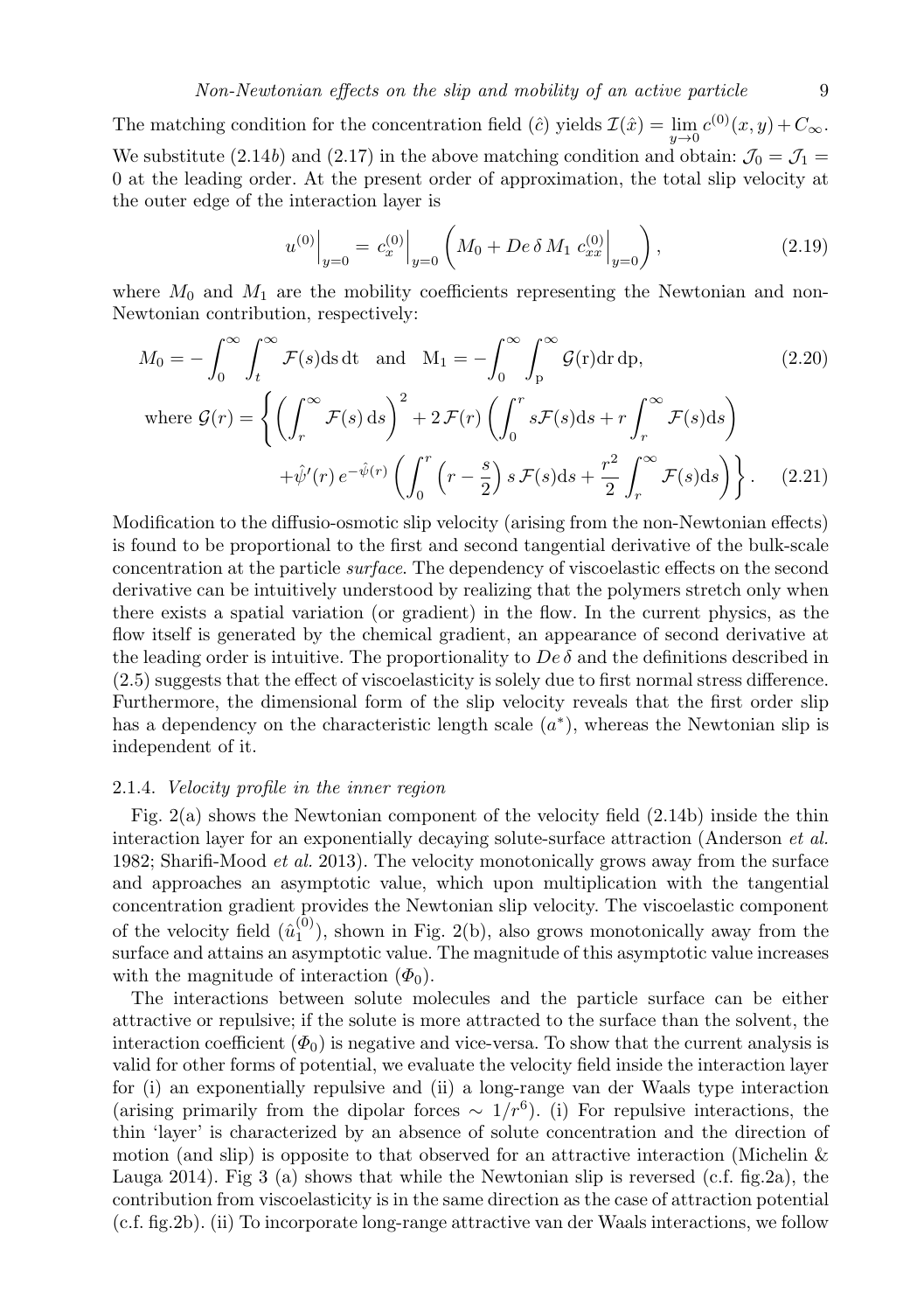The matching condition for the concentration field ($\hat{c}$) yields $\mathcal{I}(\hat{x}) = \lim_{y\to 0} c^{(0)}(x,y) + C_\infty$. We substitute (2.14*b*) and (2.17) in the above matching condition and obtain: $\mathcal{J}_0 = \mathcal{J}_1 = 0$ at the leading order. At the present order of approximation, the total slip velocity at the outer edge of the interaction layer is

$$u^{(0)}\Big|_{y=0} = c_x^{(0)}\Big|_{y=0}\left(M_0 + De\,\delta\,M_1\ c_{xx}^{(0)}\Big|_{y=0}\right), \tag{2.19}$$

where $M_0$ and $M_1$ are the mobility coefficients representing the Newtonian and non-Newtonian contribution, respectively:

$$M_0 = -\int_0^\infty\int_t^\infty \mathcal{F}(s)\mathrm{d}s\,\mathrm{d}t \quad \text{and} \quad \mathrm{M}_1 = -\int_0^\infty\int_\mathrm{p}^\infty \mathcal{G}(\mathrm{r})\mathrm{d}\mathrm{r}\,\mathrm{d}\mathrm{p}, \tag{2.20}$$

$$\text{where } \mathcal{G}(r) = \Bigg\{\left(\int_r^\infty \mathcal{F}(s)\,\mathrm{d}s\right)^2 + 2\,\mathcal{F}(r)\left(\int_0^r s\mathcal{F}(s)\mathrm{d}s + r\int_r^\infty \mathcal{F}(s)\mathrm{d}s\right)$$
$$+\hat{\psi}'(r)\,e^{-\hat{\psi}(r)}\left(\int_0^r\left(r-\frac{s}{2}\right)s\,\mathcal{F}(s)\mathrm{d}s + \frac{r^2}{2}\int_r^\infty \mathcal{F}(s)\mathrm{d}s\right)\Bigg\}. \tag{2.21}$$

Modification to the diffusio-osmotic slip velocity (arising from the non-Newtonian effects) is found to be proportional to the first and second tangential derivative of the bulk-scale concentration at the particle *surface*. The dependency of viscoelastic effects on the second derivative can be intuitively understood by realizing that the polymers stretch only when there exists a spatial variation (or gradient) in the flow. In the current physics, as the flow itself is generated by the chemical gradient, an appearance of second derivative at the leading order is intuitive. The proportionality to $De\,\delta$ and the definitions described in (2.5) suggests that the effect of viscoelasticity is solely due to first normal stress difference. Furthermore, the dimensional form of the slip velocity reveals that the first order slip has a dependency on the characteristic length scale ($a^*$), whereas the Newtonian slip is independent of it.

#### 2.1.4. *Velocity profile in the inner region*

Fig. 2(a) shows the Newtonian component of the velocity field (2.14b) inside the thin interaction layer for an exponentially decaying solute-surface attraction (Anderson *et al.* 1982; Sharifi-Mood *et al.* 2013). The velocity monotonically grows away from the surface and approaches an asymptotic value, which upon multiplication with the tangential concentration gradient provides the Newtonian slip velocity. The viscoelastic component of the velocity field ($\hat{u}_1^{(0)}$), shown in Fig. 2(b), also grows monotonically away from the surface and attains an asymptotic value. The magnitude of this asymptotic value increases with the magnitude of interaction ($\Phi_0$).

The interactions between solute molecules and the particle surface can be either attractive or repulsive; if the solute is more attracted to the surface than the solvent, the interaction coefficient ($\Phi_0$) is negative and vice-versa. To show that the current analysis is valid for other forms of potential, we evaluate the velocity field inside the interaction layer for (i) an exponentially repulsive and (ii) a long-range van der Waals type interaction (arising primarily from the dipolar forces $\sim 1/r^6$). (i) For repulsive interactions, the thin 'layer' is characterized by an absence of solute concentration and the direction of motion (and slip) is opposite to that observed for an attractive interaction (Michelin & Lauga 2014). Fig 3 (a) shows that while the Newtonian slip is reversed (c.f. fig.2a), the contribution from viscoelasticity is in the same direction as the case of attraction potential (c.f. fig.2b). (ii) To incorporate long-range attractive van der Waals interactions, we follow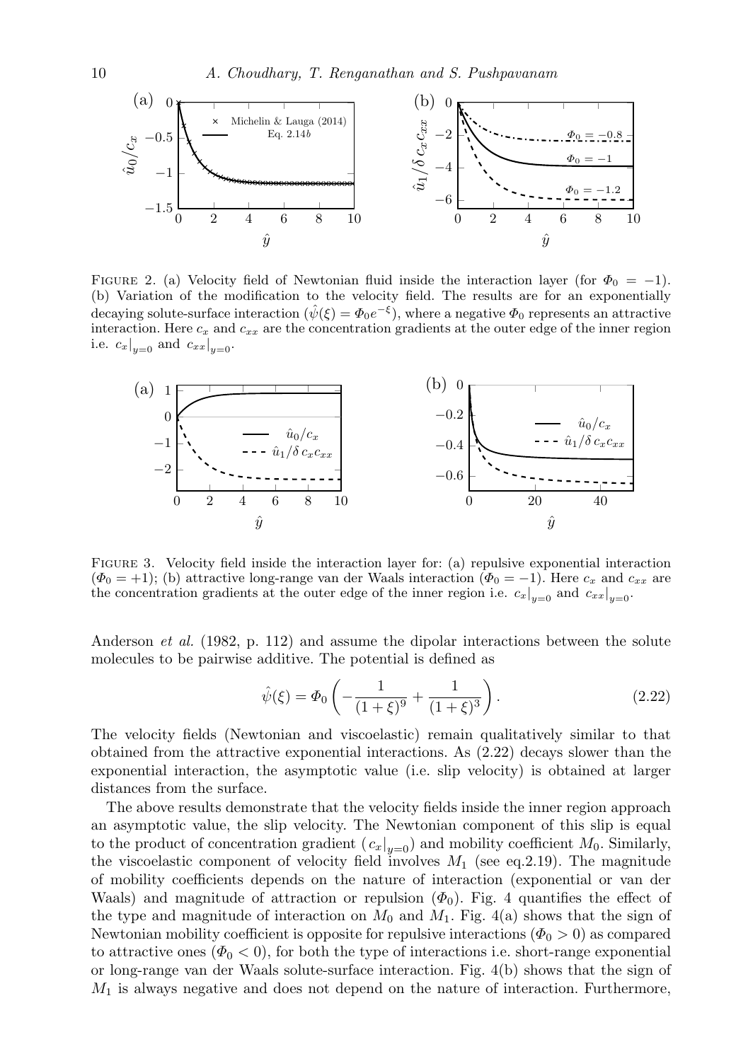Figure 2. (a) Velocity field of Newtonian fluid inside the interaction layer (for $\Phi_0 = -1$). (b) Variation of the modification to the velocity field. The results are for an exponentially decaying solute-surface interaction ($\hat{\psi}(\xi) = \Phi_0 e^{-\xi}$), where a negative $\Phi_0$ represents an attractive interaction. Here $c_x$ and $c_{xx}$ are the concentration gradients at the outer edge of the inner region i.e. $c_x|_{y=0}$ and $c_{xx}|_{y=0}$.

Figure 3. Velocity field inside the interaction layer for: (a) repulsive exponential interaction ($\Phi_0 = +1$); (b) attractive long-range van der Waals interaction ($\Phi_0 = -1$). Here $c_x$ and $c_{xx}$ are the concentration gradients at the outer edge of the inner region i.e. $c_x|_{y=0}$ and $c_{xx}|_{y=0}$.

Anderson *et al.* (1982, p. 112) and assume the dipolar interactions between the solute molecules to be pairwise additive. The potential is defined as

$$\hat{\psi}(\xi) = \Phi_0 \left( -\frac{1}{(1+\xi)^9} + \frac{1}{(1+\xi)^3} \right). \tag{2.22}$$

The velocity fields (Newtonian and viscoelastic) remain qualitatively similar to that obtained from the attractive exponential interactions. As (2.22) decays slower than the exponential interaction, the asymptotic value (i.e. slip velocity) is obtained at larger distances from the surface.

The above results demonstrate that the velocity fields inside the inner region approach an asymptotic value, the slip velocity. The Newtonian component of this slip is equal to the product of concentration gradient ($c_x|_{y=0}$) and mobility coefficient $M_0$. Similarly, the viscoelastic component of velocity field involves $M_1$ (see eq.2.19). The magnitude of mobility coefficients depends on the nature of interaction (exponential or van der Waals) and magnitude of attraction or repulsion ($\Phi_0$). Fig. 4 quantifies the effect of the type and magnitude of interaction on $M_0$ and $M_1$. Fig. 4(a) shows that the sign of Newtonian mobility coefficient is opposite for repulsive interactions ($\Phi_0 > 0$) as compared to attractive ones ($\Phi_0 < 0$), for both the type of interactions i.e. short-range exponential or long-range van der Waals solute-surface interaction. Fig. 4(b) shows that the sign of $M_1$ is always negative and does not depend on the nature of interaction. Furthermore,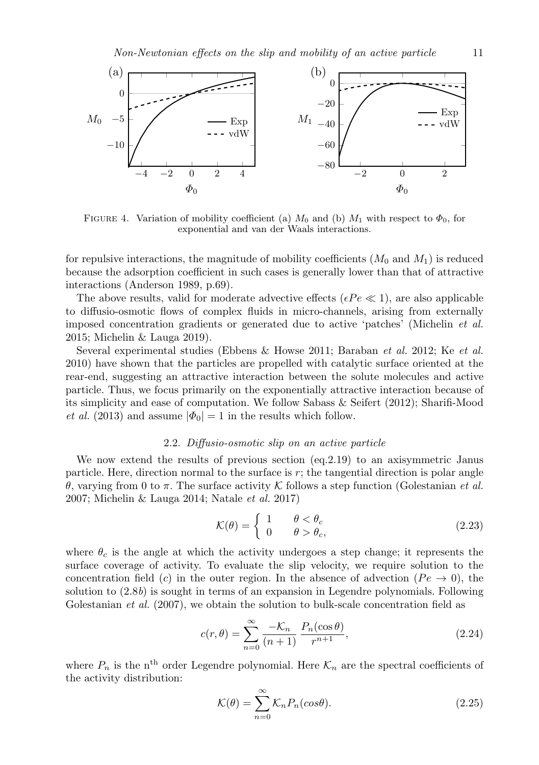FIGURE 4. Variation of mobility coefficient (a) $M_0$ and (b) $M_1$ with respect to $\Phi_0$, for exponential and van der Waals interactions.

for repulsive interactions, the magnitude of mobility coefficients ($M_0$ and $M_1$) is reduced because the adsorption coefficient in such cases is generally lower than that of attractive interactions (Anderson 1989, p.69).

The above results, valid for moderate advective effects ($\epsilon Pe \ll 1$), are also applicable to diffusio-osmotic flows of complex fluids in micro-channels, arising from externally imposed concentration gradients or generated due to active 'patches' (Michelin *et al.* 2015; Michelin & Lauga 2019).

Several experimental studies (Ebbens & Howse 2011; Baraban *et al.* 2012; Ke *et al.* 2010) have shown that the particles are propelled with catalytic surface oriented at the rear-end, suggesting an attractive interaction between the solute molecules and active particle. Thus, we focus primarily on the exponentially attractive interaction because of its simplicity and ease of computation. We follow Sabass & Seifert (2012); Sharifi-Mood *et al.* (2013) and assume $|\Phi_0| = 1$ in the results which follow.

### 2.2. *Diffusio-osmotic slip on an active particle*

We now extend the results of previous section (eq.2.19) to an axisymmetric Janus particle. Here, direction normal to the surface is $r$; the tangential direction is polar angle $\theta$, varying from 0 to $\pi$. The surface activity $\mathcal{K}$ follows a step function (Golestanian *et al.* 2007; Michelin & Lauga 2014; Natale *et al.* 2017)

$$\mathcal{K}(\theta) = \begin{cases} 1 & \theta < \theta_c \\ 0 & \theta > \theta_c, \end{cases} \tag{2.23}$$

where $\theta_c$ is the angle at which the activity undergoes a step change; it represents the surface coverage of activity. To evaluate the slip velocity, we require solution to the concentration field ($c$) in the outer region. In the absence of advection ($Pe \to 0$), the solution to (2.8*b*) is sought in terms of an expansion in Legendre polynomials. Following Golestanian *et al.* (2007), we obtain the solution to bulk-scale concentration field as

$$c(r, \theta) = \sum_{n=0}^{\infty} \frac{-\mathcal{K}_n}{(n+1)} \frac{P_n(\cos\theta)}{r^{n+1}}, \tag{2.24}$$

where $P_n$ is the n$^{\text{th}}$ order Legendre polynomial. Here $\mathcal{K}_n$ are the spectral coefficients of the activity distribution:

$$\mathcal{K}(\theta) = \sum_{n=0}^{\infty} \mathcal{K}_n P_n(cos\theta). \tag{2.25}$$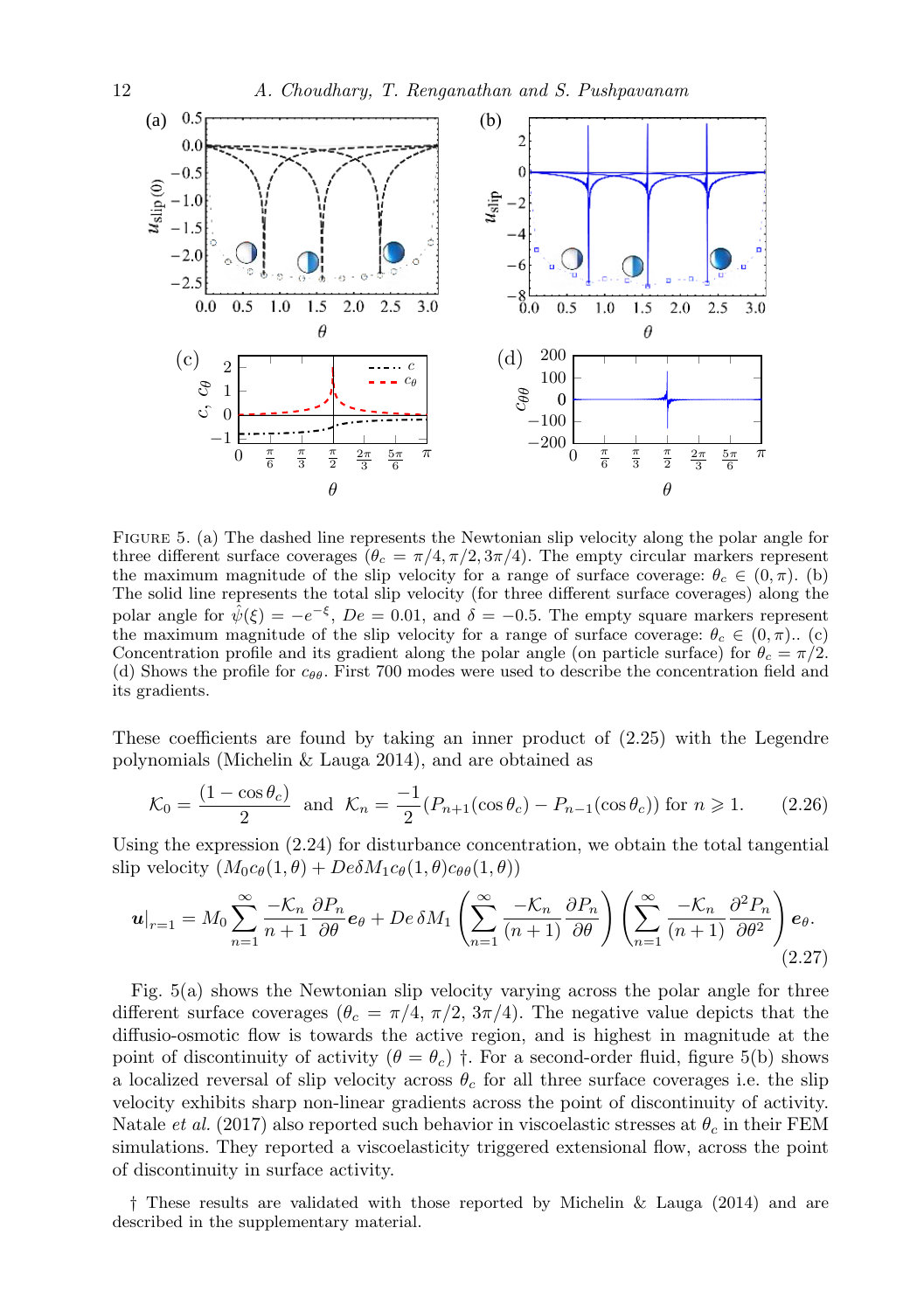FIGURE 5. (a) The dashed line represents the Newtonian slip velocity along the polar angle for three different surface coverages ($\theta_c = \pi/4, \pi/2, 3\pi/4$). The empty circular markers represent the maximum magnitude of the slip velocity for a range of surface coverage: $\theta_c \in (0, \pi)$. (b) The solid line represents the total slip velocity (for three different surface coverages) along the polar angle for $\hat{\psi}(\xi) = -e^{-\xi}$, $De = 0.01$, and $\delta = -0.5$. The empty square markers represent the maximum magnitude of the slip velocity for a range of surface coverage: $\theta_c \in (0, \pi)$.. (c) Concentration profile and its gradient along the polar angle (on particle surface) for $\theta_c = \pi/2$. (d) Shows the profile for $c_{\theta\theta}$. First 700 modes were used to describe the concentration field and its gradients.

These coefficients are found by taking an inner product of (2.25) with the Legendre polynomials (Michelin & Lauga 2014), and are obtained as

$$\mathcal{K}_0 = \frac{(1 - \cos\theta_c)}{2} \quad \text{and} \quad \mathcal{K}_n = \frac{-1}{2}(P_{n+1}(\cos\theta_c) - P_{n-1}(\cos\theta_c)) \text{ for } n \geqslant 1. \tag{2.26}$$

Using the expression (2.24) for disturbance concentration, we obtain the total tangential slip velocity $(M_0 c_\theta(1,\theta) + De\delta M_1 c_\theta(1,\theta)c_{\theta\theta}(1,\theta))$

$$\boldsymbol{u}|_{r=1} = M_0 \sum_{n=1}^{\infty} \frac{-\mathcal{K}_n}{n+1} \frac{\partial P_n}{\partial \theta} \boldsymbol{e}_\theta + De\,\delta M_1 \left( \sum_{n=1}^{\infty} \frac{-\mathcal{K}_n}{(n+1)} \frac{\partial P_n}{\partial \theta} \right) \left( \sum_{n=1}^{\infty} \frac{-\mathcal{K}_n}{(n+1)} \frac{\partial^2 P_n}{\partial \theta^2} \right) \boldsymbol{e}_\theta. \tag{2.27}$$

Fig. 5(a) shows the Newtonian slip velocity varying across the polar angle for three different surface coverages ($\theta_c = \pi/4,\ \pi/2,\ 3\pi/4$). The negative value depicts that the diffusio-osmotic flow is towards the active region, and is highest in magnitude at the point of discontinuity of activity ($\theta = \theta_c$) †. For a second-order fluid, figure 5(b) shows a localized reversal of slip velocity across $\theta_c$ for all three surface coverages i.e. the slip velocity exhibits sharp non-linear gradients across the point of discontinuity of activity. Natale *et al.* (2017) also reported such behavior in viscoelastic stresses at $\theta_c$ in their FEM simulations. They reported a viscoelasticity triggered extensional flow, across the point of discontinuity in surface activity.

† These results are validated with those reported by Michelin & Lauga (2014) and are described in the supplementary material.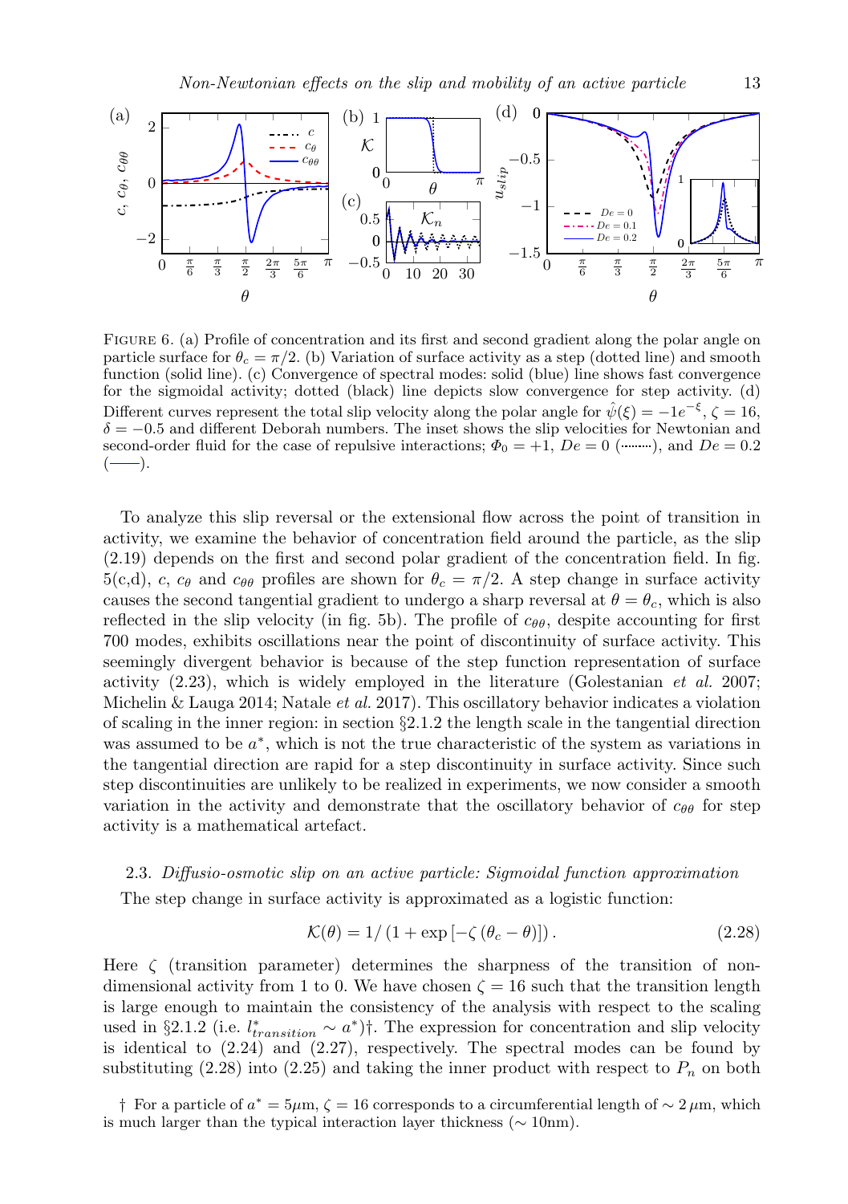Figure 6. (a) Profile of concentration and its first and second gradient along the polar angle on particle surface for $\theta_c = \pi/2$. (b) Variation of surface activity as a step (dotted line) and smooth function (solid line). (c) Convergence of spectral modes: solid (blue) line shows fast convergence for the sigmoidal activity; dotted (black) line depicts slow convergence for step activity. (d) Different curves represent the total slip velocity along the polar angle for $\hat{\psi}(\xi) = -1e^{-\xi}$, $\zeta = 16$, $\delta = -0.5$ and different Deborah numbers. The inset shows the slip velocities for Newtonian and second-order fluid for the case of repulsive interactions; $\Phi_0 = +1$, $De = 0$ (·········), and $De = 0.2$ (——).

To analyze this slip reversal or the extensional flow across the point of transition in activity, we examine the behavior of concentration field around the particle, as the slip (2.19) depends on the first and second polar gradient of the concentration field. In fig. 5(c,d), $c$, $c_\theta$ and $c_{\theta\theta}$ profiles are shown for $\theta_c = \pi/2$. A step change in surface activity causes the second tangential gradient to undergo a sharp reversal at $\theta = \theta_c$, which is also reflected in the slip velocity (in fig. 5b). The profile of $c_{\theta\theta}$, despite accounting for first 700 modes, exhibits oscillations near the point of discontinuity of surface activity. This seemingly divergent behavior is because of the step function representation of surface activity (2.23), which is widely employed in the literature (Golestanian *et al.* 2007; Michelin & Lauga 2014; Natale *et al.* 2017). This oscillatory behavior indicates a violation of scaling in the inner region: in section §2.1.2 the length scale in the tangential direction was assumed to be $a^*$, which is not the true characteristic of the system as variations in the tangential direction are rapid for a step discontinuity in surface activity. Since such step discontinuities are unlikely to be realized in experiments, we now consider a smooth variation in the activity and demonstrate that the oscillatory behavior of $c_{\theta\theta}$ for step activity is a mathematical artefact.

### 2.3. *Diffusio-osmotic slip on an active particle: Sigmoidal function approximation*

The step change in surface activity is approximated as a logistic function:

$$\mathcal{K}(\theta) = 1/\left(1 + \exp\left[-\zeta\left(\theta_c - \theta\right)\right]\right). \tag{2.28}$$

Here $\zeta$ (transition parameter) determines the sharpness of the transition of non-dimensional activity from 1 to 0. We have chosen $\zeta = 16$ such that the transition length is large enough to maintain the consistency of the analysis with respect to the scaling used in §2.1.2 (i.e. $l^*_{transition} \sim a^*$)†. The expression for concentration and slip velocity is identical to (2.24) and (2.27), respectively. The spectral modes can be found by substituting (2.28) into (2.25) and taking the inner product with respect to $P_n$ on both

† For a particle of $a^* = 5\mu$m, $\zeta = 16$ corresponds to a circumferential length of $\sim 2\,\mu$m, which is much larger than the typical interaction layer thickness ($\sim$ 10nm).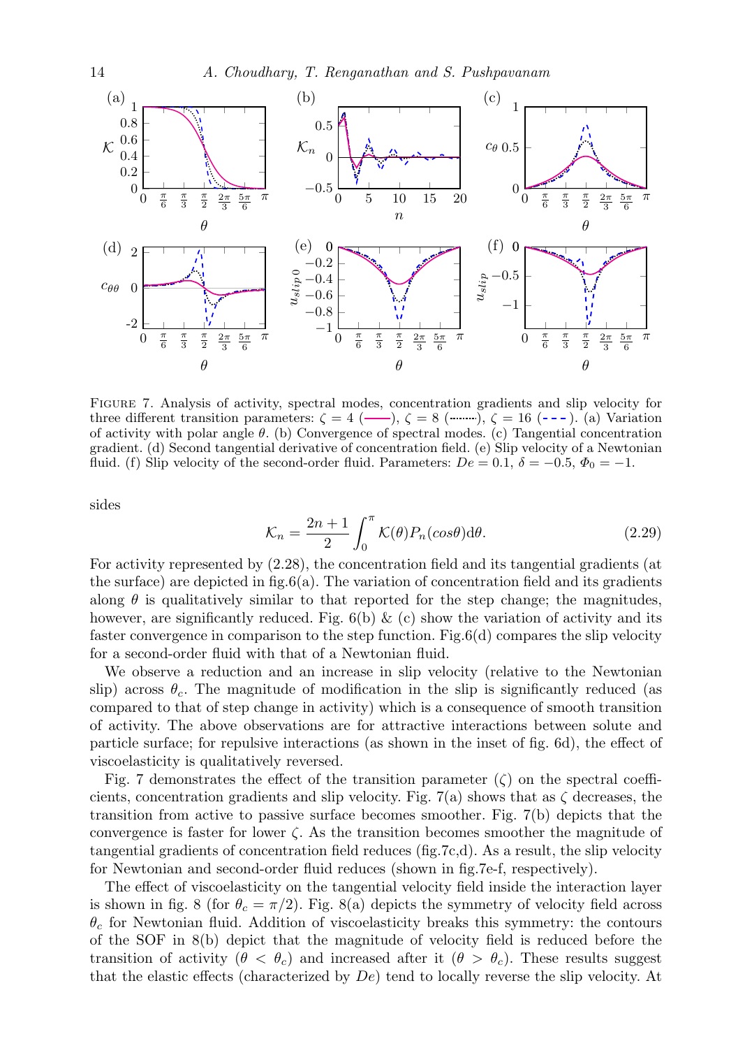FIGURE 7. Analysis of activity, spectral modes, concentration gradients and slip velocity for three different transition parameters: $\zeta = 4$ (——), $\zeta = 8$ (⋯⋯), $\zeta = 16$ (- - -). (a) Variation of activity with polar angle $\theta$. (b) Convergence of spectral modes. (c) Tangential concentration gradient. (d) Second tangential derivative of concentration field. (e) Slip velocity of a Newtonian fluid. (f) Slip velocity of the second-order fluid. Parameters: $De = 0.1$, $\delta = -0.5$, $\Phi_0 = -1$.

sides

$$\mathcal{K}_n = \frac{2n+1}{2}\int_0^{\pi} \mathcal{K}(\theta) P_n(cos\theta)\mathrm{d}\theta. \tag{2.29}$$

For activity represented by (2.28), the concentration field and its tangential gradients (at the surface) are depicted in fig.6(a). The variation of concentration field and its gradients along $\theta$ is qualitatively similar to that reported for the step change; the magnitudes, however, are significantly reduced. Fig. 6(b) & (c) show the variation of activity and its faster convergence in comparison to the step function. Fig.6(d) compares the slip velocity for a second-order fluid with that of a Newtonian fluid.

We observe a reduction and an increase in slip velocity (relative to the Newtonian slip) across $\theta_c$. The magnitude of modification in the slip is significantly reduced (as compared to that of step change in activity) which is a consequence of smooth transition of activity. The above observations are for attractive interactions between solute and particle surface; for repulsive interactions (as shown in the inset of fig. 6d), the effect of viscoelasticity is qualitatively reversed.

Fig. 7 demonstrates the effect of the transition parameter ($\zeta$) on the spectral coefficients, concentration gradients and slip velocity. Fig. 7(a) shows that as $\zeta$ decreases, the transition from active to passive surface becomes smoother. Fig. 7(b) depicts that the convergence is faster for lower $\zeta$. As the transition becomes smoother the magnitude of tangential gradients of concentration field reduces (fig.7c,d). As a result, the slip velocity for Newtonian and second-order fluid reduces (shown in fig.7e-f, respectively).

The effect of viscoelasticity on the tangential velocity field inside the interaction layer is shown in fig. 8 (for $\theta_c = \pi/2$). Fig. 8(a) depicts the symmetry of velocity field across $\theta_c$ for Newtonian fluid. Addition of viscoelasticity breaks this symmetry: the contours of the SOF in 8(b) depict that the magnitude of velocity field is reduced before the transition of activity ($\theta < \theta_c$) and increased after it ($\theta > \theta_c$). These results suggest that the elastic effects (characterized by $De$) tend to locally reverse the slip velocity. At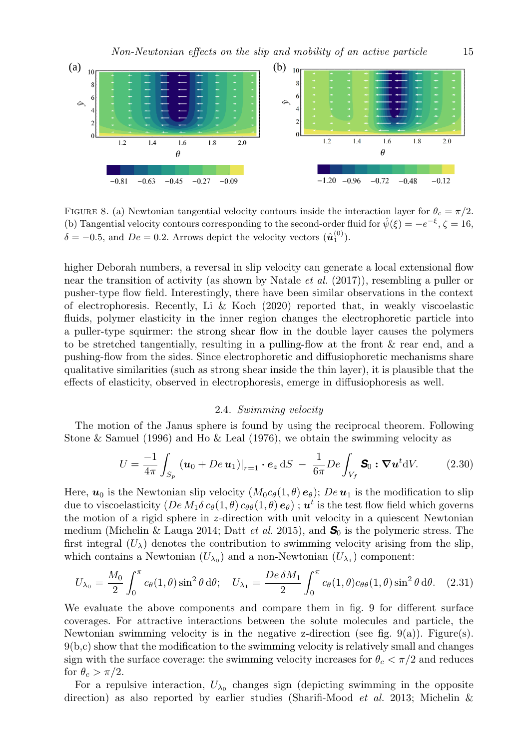FIGURE 8. (a) Newtonian tangential velocity contours inside the interaction layer for $\theta_c = \pi/2$. (b) Tangential velocity contours corresponding to the second-order fluid for $\hat{\psi}(\xi) = -e^{-\xi}$, $\zeta = 16$, $\delta = -0.5$, and $De = 0.2$. Arrows depict the velocity vectors ($\hat{\boldsymbol{u}}_1^{(0)}$).

higher Deborah numbers, a reversal in slip velocity can generate a local extensional flow near the transition of activity (as shown by Natale *et al.* (2017)), resembling a puller or pusher-type flow field. Interestingly, there have been similar observations in the context of electrophoresis. Recently, Li & Koch (2020) reported that, in weakly viscoelastic fluids, polymer elasticity in the inner region changes the electrophoretic particle into a puller-type squirmer: the strong shear flow in the double layer causes the polymers to be stretched tangentially, resulting in a pulling-flow at the front & rear end, and a pushing-flow from the sides. Since electrophoretic and diffusiophoretic mechanisms share qualitative similarities (such as strong shear inside the thin layer), it is plausible that the effects of elasticity, observed in electrophoresis, emerge in diffusiophoresis as well.

### 2.4. *Swimming velocity*

The motion of the Janus sphere is found by using the reciprocal theorem. Following Stone & Samuel (1996) and Ho & Leal (1976), we obtain the swimming velocity as

$$U = \frac{-1}{4\pi}\int_{S_p} (\boldsymbol{u}_0 + De\,\boldsymbol{u}_1)|_{r=1} \boldsymbol{\cdot} \boldsymbol{e}_z \,\mathrm{d}S \;-\; \frac{1}{6\pi} De \int_{V_f} \boldsymbol{S}_0 \boldsymbol{:} \boldsymbol{\nabla} \boldsymbol{u}^t \mathrm{d}V. \tag{2.30}$$

Here, $\boldsymbol{u}_0$ is the Newtonian slip velocity ($M_0 c_\theta(1,\theta)\,\boldsymbol{e}_\theta$); $De\,\boldsymbol{u}_1$ is the modification to slip due to viscoelasticity ($De\, M_1 \delta\, c_\theta(1,\theta)\, c_{\theta\theta}(1,\theta)\,\boldsymbol{e}_\theta$) ; $\boldsymbol{u}^t$ is the test flow field which governs the motion of a rigid sphere in $z$-direction with unit velocity in a quiescent Newtonian medium (Michelin & Lauga 2014; Datt *et al.* 2015), and $\boldsymbol{S}_0$ is the polymeric stress. The first integral ($U_\lambda$) denotes the contribution to swimming velocity arising from the slip, which contains a Newtonian ($U_{\lambda_0}$) and a non-Newtonian ($U_{\lambda_1}$) component:

$$U_{\lambda_0} = \frac{M_0}{2}\int_0^\pi c_\theta(1,\theta)\sin^2\theta\,\mathrm{d}\theta; \quad U_{\lambda_1} = \frac{De\,\delta M_1}{2}\int_0^\pi c_\theta(1,\theta) c_{\theta\theta}(1,\theta)\sin^2\theta\,\mathrm{d}\theta. \tag{2.31}$$

We evaluate the above components and compare them in fig. 9 for different surface coverages. For attractive interactions between the solute molecules and particle, the Newtonian swimming velocity is in the negative z-direction (see fig. 9(a)). Figure(s). 9(b,c) show that the modification to the swimming velocity is relatively small and changes sign with the surface coverage: the swimming velocity increases for $\theta_c < \pi/2$ and reduces for $\theta_c > \pi/2$.

For a repulsive interaction, $U_{\lambda_0}$ changes sign (depicting swimming in the opposite direction) as also reported by earlier studies (Sharifi-Mood *et al.* 2013; Michelin &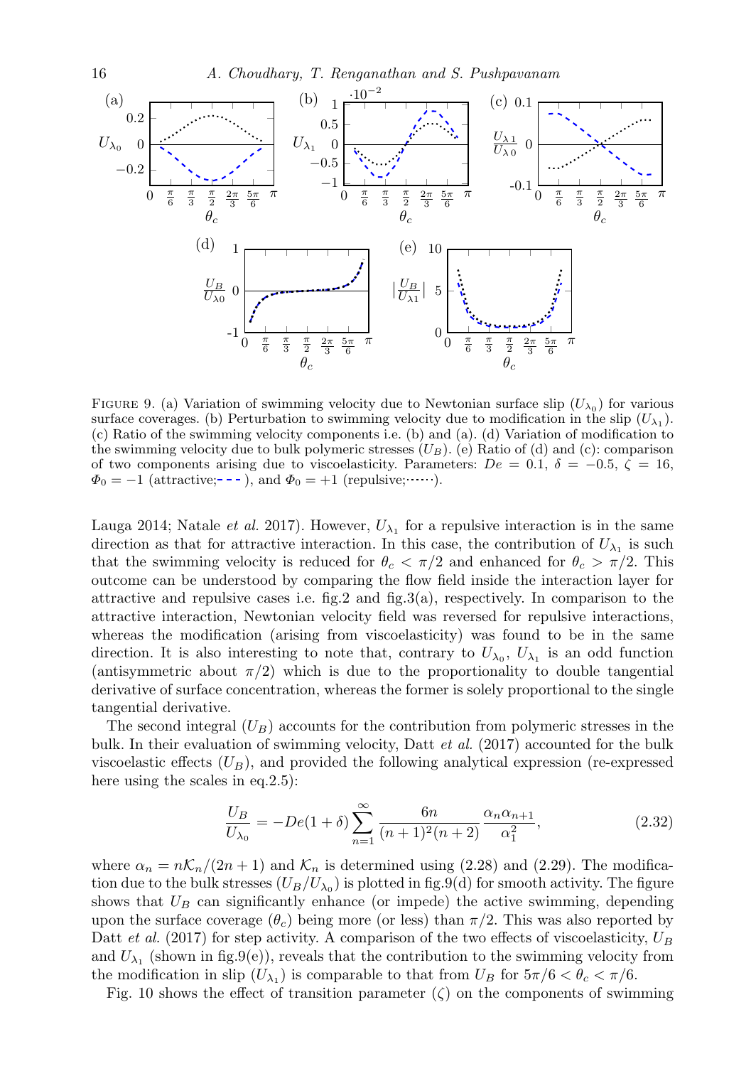FIGURE 9. (a) Variation of swimming velocity due to Newtonian surface slip ($U_{\lambda_0}$) for various surface coverages. (b) Perturbation to swimming velocity due to modification in the slip ($U_{\lambda_1}$). (c) Ratio of the swimming velocity components i.e. (b) and (a). (d) Variation of modification to the swimming velocity due to bulk polymeric stresses ($U_B$). (e) Ratio of (d) and (c): comparison of two components arising due to viscoelasticity. Parameters: $De = 0.1$, $\delta = -0.5$, $\zeta = 16$, $\Phi_0 = -1$ (attractive;- - -), and $\Phi_0 = +1$ (repulsive;⋯⋯).

Lauga 2014; Natale *et al.* 2017). However, $U_{\lambda_1}$ for a repulsive interaction is in the same direction as that for attractive interaction. In this case, the contribution of $U_{\lambda_1}$ is such that the swimming velocity is reduced for $\theta_c < \pi/2$ and enhanced for $\theta_c > \pi/2$. This outcome can be understood by comparing the flow field inside the interaction layer for attractive and repulsive cases i.e. fig.2 and fig.3(a), respectively. In comparison to the attractive interaction, Newtonian velocity field was reversed for repulsive interactions, whereas the modification (arising from viscoelasticity) was found to be in the same direction. It is also interesting to note that, contrary to $U_{\lambda_0}$, $U_{\lambda_1}$ is an odd function (antisymmetric about $\pi/2$) which is due to the proportionality to double tangential derivative of surface concentration, whereas the former is solely proportional to the single tangential derivative.

The second integral ($U_B$) accounts for the contribution from polymeric stresses in the bulk. In their evaluation of swimming velocity, Datt *et al.* (2017) accounted for the bulk viscoelastic effects ($U_B$), and provided the following analytical expression (re-expressed here using the scales in eq.2.5):

$$\frac{U_B}{U_{\lambda_0}} = -De(1+\delta)\sum_{n=1}^{\infty}\frac{6n}{(n+1)^2(n+2)}\frac{\alpha_n\alpha_{n+1}}{\alpha_1^2}, \tag{2.32}$$

where $\alpha_n = n\mathcal{K}_n/(2n+1)$ and $\mathcal{K}_n$ is determined using (2.28) and (2.29). The modification due to the bulk stresses ($U_B/U_{\lambda_0}$) is plotted in fig.9(d) for smooth activity. The figure shows that $U_B$ can significantly enhance (or impede) the active swimming, depending upon the surface coverage ($\theta_c$) being more (or less) than $\pi/2$. This was also reported by Datt *et al.* (2017) for step activity. A comparison of the two effects of viscoelasticity, $U_B$ and $U_{\lambda_1}$ (shown in fig.9(e)), reveals that the contribution to the swimming velocity from the modification in slip ($U_{\lambda_1}$) is comparable to that from $U_B$ for $5\pi/6 < \theta_c < \pi/6$.

Fig. 10 shows the effect of transition parameter ($\zeta$) on the components of swimming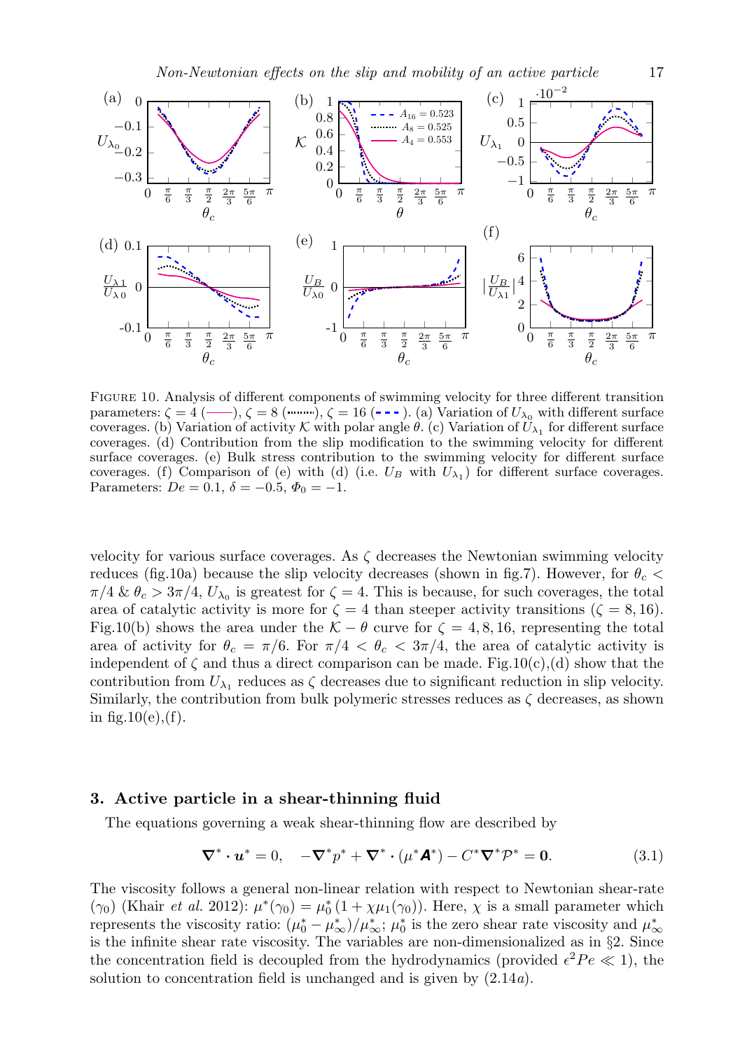FIGURE 10. Analysis of different components of swimming velocity for three different transition parameters: $\zeta = 4$ (——), $\zeta = 8$ (·········), $\zeta = 16$ (- - -). (a) Variation of $U_{\lambda_0}$ with different surface coverages. (b) Variation of activity $\mathcal{K}$ with polar angle $\theta$. (c) Variation of $U_{\lambda_1}$ for different surface coverages. (d) Contribution from the slip modification to the swimming velocity for different surface coverages. (e) Bulk stress contribution to the swimming velocity for different surface coverages. (f) Comparison of (e) with (d) (i.e. $U_B$ with $U_{\lambda_1}$) for different surface coverages. Parameters: $De = 0.1$, $\delta = -0.5$, $\Phi_0 = -1$.

velocity for various surface coverages. As $\zeta$ decreases the Newtonian swimming velocity reduces (fig.10a) because the slip velocity decreases (shown in fig.7). However, for $\theta_c < \pi/4$ & $\theta_c > 3\pi/4$, $U_{\lambda_0}$ is greatest for $\zeta = 4$. This is because, for such coverages, the total area of catalytic activity is more for $\zeta = 4$ than steeper activity transitions ($\zeta = 8, 16$). Fig.10(b) shows the area under the $\mathcal{K} - \theta$ curve for $\zeta = 4, 8, 16$, representing the total area of activity for $\theta_c = \pi/6$. For $\pi/4 < \theta_c < 3\pi/4$, the area of catalytic activity is independent of $\zeta$ and thus a direct comparison can be made. Fig.10(c),(d) show that the contribution from $U_{\lambda_1}$ reduces as $\zeta$ decreases due to significant reduction in slip velocity. Similarly, the contribution from bulk polymeric stresses reduces as $\zeta$ decreases, as shown in fig.10(e),(f).

## 3. Active particle in a shear-thinning fluid

The equations governing a weak shear-thinning flow are described by

$$\boldsymbol{\nabla}^* \cdot \boldsymbol{u}^* = 0, \quad -\boldsymbol{\nabla}^* p^* + \boldsymbol{\nabla}^* \cdot (\mu^* \boldsymbol{A}^*) - C^* \boldsymbol{\nabla}^* \mathcal{P}^* = \boldsymbol{0}. \tag{3.1}$$

The viscosity follows a general non-linear relation with respect to Newtonian shear-rate ($\gamma_0$) (Khair *et al.* 2012): $\mu^*(\gamma_0) = \mu_0^* (1 + \chi \mu_1(\gamma_0))$. Here, $\chi$ is a small parameter which represents the viscosity ratio: $(\mu_0^* - \mu_\infty^*)/\mu_\infty^*$; $\mu_0^*$ is the zero shear rate viscosity and $\mu_\infty^*$ is the infinite shear rate viscosity. The variables are non-dimensionalized as in §2. Since the concentration field is decoupled from the hydrodynamics (provided $\epsilon^2 Pe \ll 1$), the solution to concentration field is unchanged and is given by (2.14$a$).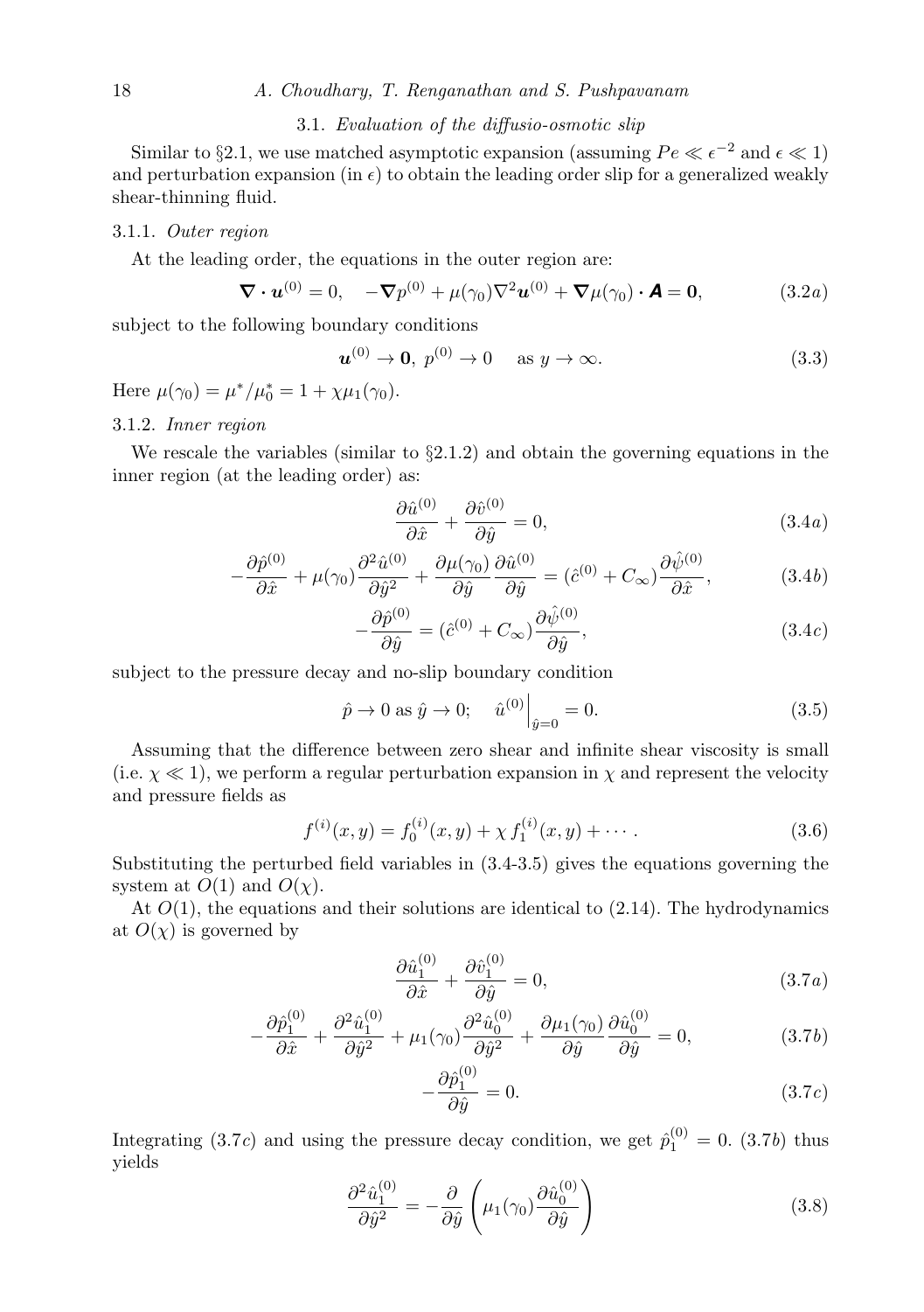### 3.1. *Evaluation of the diffusio-osmotic slip*

Similar to §2.1, we use matched asymptotic expansion (assuming $Pe \ll \epsilon^{-2}$ and $\epsilon \ll 1$) and perturbation expansion (in $\epsilon$) to obtain the leading order slip for a generalized weakly shear-thinning fluid.

#### 3.1.1. *Outer region*

At the leading order, the equations in the outer region are:

$$\boldsymbol{\nabla} \boldsymbol{\cdot} \boldsymbol{u}^{(0)} = 0, \quad -\boldsymbol{\nabla} p^{(0)} + \mu(\gamma_0)\nabla^2 \boldsymbol{u}^{(0)} + \boldsymbol{\nabla}\mu(\gamma_0) \boldsymbol{\cdot} \boldsymbol{A} = \boldsymbol{0}, \tag{3.2$a$}$$

subject to the following boundary conditions

$$\boldsymbol{u}^{(0)} \to \boldsymbol{0},\ p^{(0)} \to 0 \quad \text{ as } y \to \infty. \tag{3.3}$$

Here $\mu(\gamma_0) = \mu^*/\mu_0^* = 1 + \chi\mu_1(\gamma_0)$.

#### 3.1.2. *Inner region*

We rescale the variables (similar to §2.1.2) and obtain the governing equations in the inner region (at the leading order) as:

$$\frac{\partial \hat{u}^{(0)}}{\partial \hat{x}} + \frac{\partial \hat{v}^{(0)}}{\partial \hat{y}} = 0, \tag{3.4$a$}$$

$$-\frac{\partial \hat{p}^{(0)}}{\partial \hat{x}} + \mu(\gamma_0)\frac{\partial^2 \hat{u}^{(0)}}{\partial \hat{y}^2} + \frac{\partial \mu(\gamma_0)}{\partial \hat{y}}\frac{\partial \hat{u}^{(0)}}{\partial \hat{y}} = (\hat{c}^{(0)} + C_\infty)\frac{\partial \hat{\psi}^{(0)}}{\partial \hat{x}}, \tag{3.4$b$}$$

$$-\frac{\partial \hat{p}^{(0)}}{\partial \hat{y}} = (\hat{c}^{(0)} + C_\infty)\frac{\partial \hat{\psi}^{(0)}}{\partial \hat{y}}, \tag{3.4$c$}$$

subject to the pressure decay and no-slip boundary condition

$$\hat{p} \to 0 \text{ as } \hat{y} \to 0; \quad \hat{u}^{(0)}\Big|_{\hat{y}=0} = 0. \tag{3.5}$$

Assuming that the difference between zero shear and infinite shear viscosity is small (i.e. $\chi \ll 1$), we perform a regular perturbation expansion in $\chi$ and represent the velocity and pressure fields as

$$f^{(i)}(x, y) = f_0^{(i)}(x, y) + \chi\, f_1^{(i)}(x, y) + \cdots. \tag{3.6}$$

Substituting the perturbed field variables in (3.4-3.5) gives the equations governing the system at $O(1)$ and $O(\chi)$.

At $O(1)$, the equations and their solutions are identical to (2.14). The hydrodynamics at $O(\chi)$ is governed by

$$\frac{\partial \hat{u}_1^{(0)}}{\partial \hat{x}} + \frac{\partial \hat{v}_1^{(0)}}{\partial \hat{y}} = 0, \tag{3.7$a$}$$

$$-\frac{\partial \hat{p}_1^{(0)}}{\partial \hat{x}} + \frac{\partial^2 \hat{u}_1^{(0)}}{\partial \hat{y}^2} + \mu_1(\gamma_0)\frac{\partial^2 \hat{u}_0^{(0)}}{\partial \hat{y}^2} + \frac{\partial \mu_1(\gamma_0)}{\partial \hat{y}}\frac{\partial \hat{u}_0^{(0)}}{\partial \hat{y}} = 0, \tag{3.7$b$}$$

$$-\frac{\partial \hat{p}_1^{(0)}}{\partial \hat{y}} = 0. \tag{3.7$c$}$$

Integrating (3.7$c$) and using the pressure decay condition, we get $\hat{p}_1^{(0)} = 0$. (3.7$b$) thus yields

$$\frac{\partial^2 \hat{u}_1^{(0)}}{\partial \hat{y}^2} = -\frac{\partial}{\partial \hat{y}}\left(\mu_1(\gamma_0)\frac{\partial \hat{u}_0^{(0)}}{\partial \hat{y}}\right) \tag{3.8}$$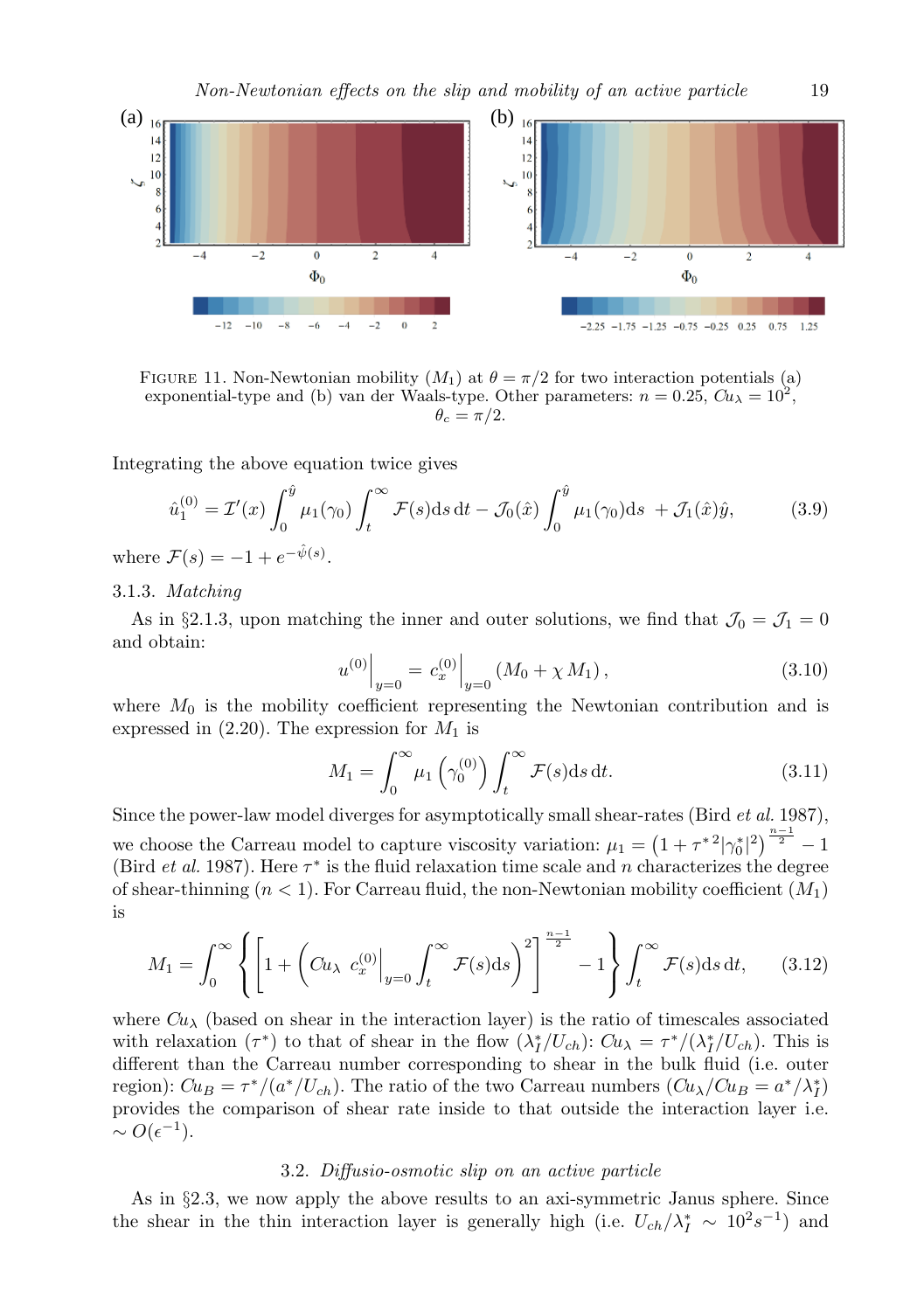FIGURE 11. Non-Newtonian mobility ($M_1$) at $\theta = \pi/2$ for two interaction potentials (a) exponential-type and (b) van der Waals-type. Other parameters: $n = 0.25$, $Cu_\lambda = 10^2$, $\theta_c = \pi/2$.

Integrating the above equation twice gives

$$\hat{u}_1^{(0)} = \mathcal{I}'(x) \int_0^{\hat{y}} \mu_1(\gamma_0) \int_t^{\infty} \mathcal{F}(s)\mathrm{d}s\,\mathrm{d}t - \mathcal{J}_0(\hat{x}) \int_0^{\hat{y}} \mu_1(\gamma_0)\mathrm{d}s \; + \mathcal{J}_1(\hat{x})\hat{y}, \tag{3.9}$$

where $\mathcal{F}(s) = -1 + e^{-\hat{\psi}(s)}$.

### 3.1.3. *Matching*

As in §2.1.3, upon matching the inner and outer solutions, we find that $\mathcal{J}_0 = \mathcal{J}_1 = 0$ and obtain:

$$u^{(0)}\Big|_{y=0} = c_x^{(0)}\Big|_{y=0} (M_0 + \chi\, M_1), \tag{3.10}$$

where $M_0$ is the mobility coefficient representing the Newtonian contribution and is expressed in (2.20). The expression for $M_1$ is

$$M_1 = \int_0^{\infty} \mu_1\left(\gamma_0^{(0)}\right) \int_t^{\infty} \mathcal{F}(s)\mathrm{d}s\,\mathrm{d}t. \tag{3.11}$$

Since the power-law model diverges for asymptotically small shear-rates (Bird *et al.* 1987), we choose the Carreau model to capture viscosity variation: $\mu_1 = \left(1 + \tau^{*2}|\gamma_0^*|^2\right)^{\frac{n-1}{2}} - 1$ (Bird *et al.* 1987). Here $\tau^*$ is the fluid relaxation time scale and $n$ characterizes the degree of shear-thinning ($n < 1$). For Carreau fluid, the non-Newtonian mobility coefficient ($M_1$) is

$$M_1 = \int_0^{\infty} \left\{ \left[1 + \left(Cu_\lambda\; c_x^{(0)}\Big|_{y=0} \int_t^{\infty} \mathcal{F}(s)\mathrm{d}s\right)^2\right]^{\frac{n-1}{2}} - 1 \right\} \int_t^{\infty} \mathcal{F}(s)\mathrm{d}s\,\mathrm{d}t, \tag{3.12}$$

where $Cu_\lambda$ (based on shear in the interaction layer) is the ratio of timescales associated with relaxation ($\tau^*$) to that of shear in the flow ($\lambda_I^*/U_{ch}$): $Cu_\lambda = \tau^*/(\lambda_I^*/U_{ch})$. This is different than the Carreau number corresponding to shear in the bulk fluid (i.e. outer region): $Cu_B = \tau^*/(a^*/U_{ch})$. The ratio of the two Carreau numbers ($Cu_\lambda/Cu_B = a^*/\lambda_I^*$) provides the comparison of shear rate inside to that outside the interaction layer i.e. $\sim O(\epsilon^{-1})$.

### 3.2. *Diffusio-osmotic slip on an active particle*

As in §2.3, we now apply the above results to an axi-symmetric Janus sphere. Since the shear in the thin interaction layer is generally high (i.e. $U_{ch}/\lambda_I^* \sim 10^2 s^{-1}$) and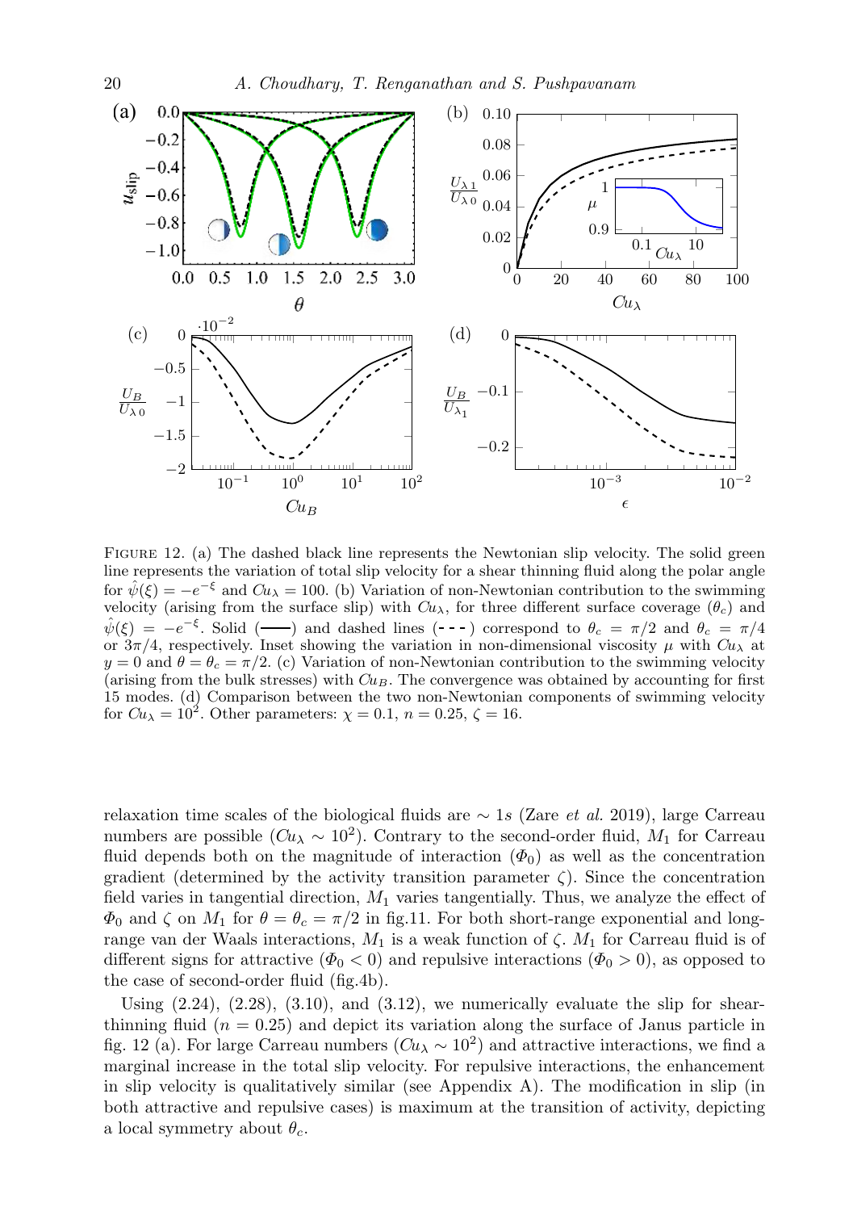FIGURE 12. (a) The dashed black line represents the Newtonian slip velocity. The solid green line represents the variation of total slip velocity for a shear thinning fluid along the polar angle for $\hat{\psi}(\xi) = -e^{-\xi}$ and $Cu_\lambda = 100$. (b) Variation of non-Newtonian contribution to the swimming velocity (arising from the surface slip) with $Cu_\lambda$, for three different surface coverage ($\theta_c$) and $\hat{\psi}(\xi) = -e^{-\xi}$. Solid (——) and dashed lines (- - -) correspond to $\theta_c = \pi/2$ and $\theta_c = \pi/4$ or $3\pi/4$, respectively. Inset showing the variation in non-dimensional viscosity $\mu$ with $Cu_\lambda$ at $y = 0$ and $\theta = \theta_c = \pi/2$. (c) Variation of non-Newtonian contribution to the swimming velocity (arising from the bulk stresses) with $Cu_B$. The convergence was obtained by accounting for first 15 modes. (d) Comparison between the two non-Newtonian components of swimming velocity for $Cu_\lambda = 10^2$. Other parameters: $\chi = 0.1$, $n = 0.25$, $\zeta = 16$.

relaxation time scales of the biological fluids are $\sim 1s$ (Zare *et al.* 2019), large Carreau numbers are possible ($Cu_\lambda \sim 10^2$). Contrary to the second-order fluid, $M_1$ for Carreau fluid depends both on the magnitude of interaction ($\Phi_0$) as well as the concentration gradient (determined by the activity transition parameter $\zeta$). Since the concentration field varies in tangential direction, $M_1$ varies tangentially. Thus, we analyze the effect of $\Phi_0$ and $\zeta$ on $M_1$ for $\theta = \theta_c = \pi/2$ in fig.11. For both short-range exponential and long-range van der Waals interactions, $M_1$ is a weak function of $\zeta$. $M_1$ for Carreau fluid is of different signs for attractive ($\Phi_0 < 0$) and repulsive interactions ($\Phi_0 > 0$), as opposed to the case of second-order fluid (fig.4b).

Using (2.24), (2.28), (3.10), and (3.12), we numerically evaluate the slip for shear-thinning fluid ($n = 0.25$) and depict its variation along the surface of Janus particle in fig. 12 (a). For large Carreau numbers ($Cu_\lambda \sim 10^2$) and attractive interactions, we find a marginal increase in the total slip velocity. For repulsive interactions, the enhancement in slip velocity is qualitatively similar (see Appendix A). The modification in slip (in both attractive and repulsive cases) is maximum at the transition of activity, depicting a local symmetry about $\theta_c$.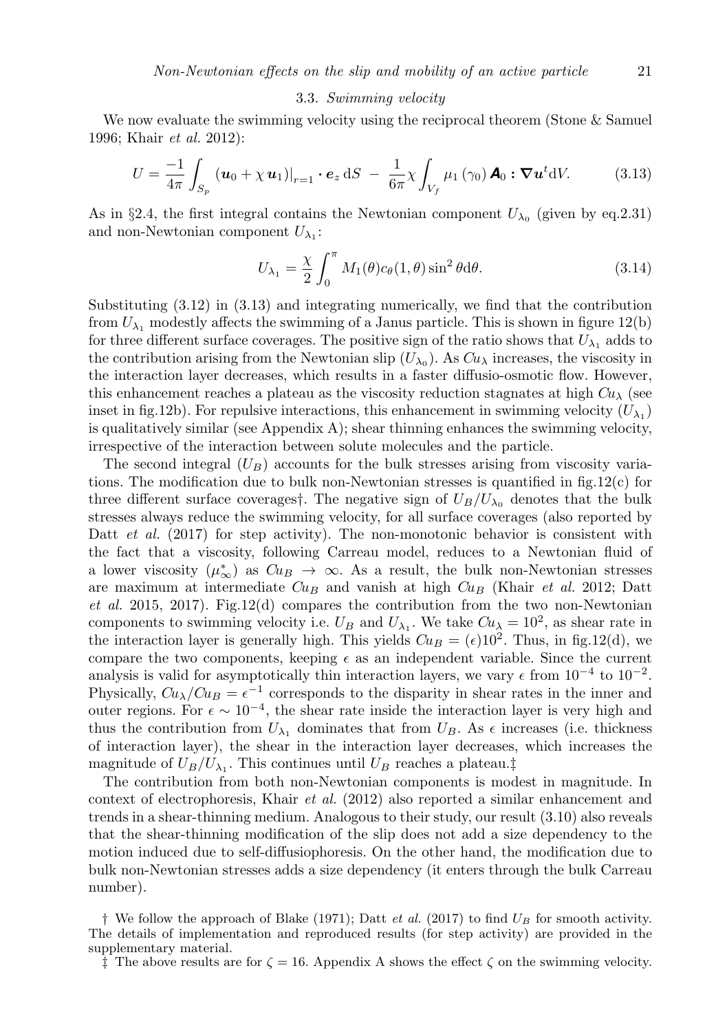### 3.3. *Swimming velocity*

We now evaluate the swimming velocity using the reciprocal theorem (Stone & Samuel 1996; Khair *et al.* 2012):

$$U = \frac{-1}{4\pi}\int_{S_p} \left(\boldsymbol{u}_0 + \chi\,\boldsymbol{u}_1\right)\big|_{r=1}\boldsymbol{\cdot}\,\boldsymbol{e}_z\,\mathrm{d}S \;-\; \frac{1}{6\pi}\chi\int_{V_f}\mu_1\left(\gamma_0\right)\boldsymbol{A}_0\,\boldsymbol{:}\,\boldsymbol{\nabla u}^t\mathrm{d}V. \tag{3.13}$$

As in §2.4, the first integral contains the Newtonian component $U_{\lambda_0}$ (given by eq.2.31) and non-Newtonian component $U_{\lambda_1}$:

$$U_{\lambda_1} = \frac{\chi}{2}\int_0^{\pi} M_1(\theta)c_\theta(1,\theta)\sin^2\theta\mathrm{d}\theta. \tag{3.14}$$

Substituting (3.12) in (3.13) and integrating numerically, we find that the contribution from $U_{\lambda_1}$ modestly affects the swimming of a Janus particle. This is shown in figure 12(b) for three different surface coverages. The positive sign of the ratio shows that $U_{\lambda_1}$ adds to the contribution arising from the Newtonian slip ($U_{\lambda_0}$). As $Cu_\lambda$ increases, the viscosity in the interaction layer decreases, which results in a faster diffusio-osmotic flow. However, this enhancement reaches a plateau as the viscosity reduction stagnates at high $Cu_\lambda$ (see inset in fig.12b). For repulsive interactions, this enhancement in swimming velocity ($U_{\lambda_1}$) is qualitatively similar (see Appendix A); shear thinning enhances the swimming velocity, irrespective of the interaction between solute molecules and the particle.

The second integral ($U_B$) accounts for the bulk stresses arising from viscosity variations. The modification due to bulk non-Newtonian stresses is quantified in fig.12(c) for three different surface coverages†. The negative sign of $U_B/U_{\lambda_0}$ denotes that the bulk stresses always reduce the swimming velocity, for all surface coverages (also reported by Datt *et al.* (2017) for step activity). The non-monotonic behavior is consistent with the fact that a viscosity, following Carreau model, reduces to a Newtonian fluid of a lower viscosity ($\mu^*_\infty$) as $Cu_B \to \infty$. As a result, the bulk non-Newtonian stresses are maximum at intermediate $Cu_B$ and vanish at high $Cu_B$ (Khair *et al.* 2012; Datt *et al.* 2015, 2017). Fig.12(d) compares the contribution from the two non-Newtonian components to swimming velocity i.e. $U_B$ and $U_{\lambda_1}$. We take $Cu_\lambda = 10^2$, as shear rate in the interaction layer is generally high. This yields $Cu_B = (\epsilon)10^2$. Thus, in fig.12(d), we compare the two components, keeping $\epsilon$ as an independent variable. Since the current analysis is valid for asymptotically thin interaction layers, we vary $\epsilon$ from $10^{-4}$ to $10^{-2}$. Physically, $Cu_\lambda/Cu_B = \epsilon^{-1}$ corresponds to the disparity in shear rates in the inner and outer regions. For $\epsilon \sim 10^{-4}$, the shear rate inside the interaction layer is very high and thus the contribution from $U_{\lambda_1}$ dominates that from $U_B$. As $\epsilon$ increases (i.e. thickness of interaction layer), the shear in the interaction layer decreases, which increases the magnitude of $U_B/U_{\lambda_1}$. This continues until $U_B$ reaches a plateau.‡

The contribution from both non-Newtonian components is modest in magnitude. In context of electrophoresis, Khair *et al.* (2012) also reported a similar enhancement and trends in a shear-thinning medium. Analogous to their study, our result (3.10) also reveals that the shear-thinning modification of the slip does not add a size dependency to the motion induced due to self-diffusiophoresis. On the other hand, the modification due to bulk non-Newtonian stresses adds a size dependency (it enters through the bulk Carreau number).

† We follow the approach of Blake (1971); Datt *et al.* (2017) to find $U_B$ for smooth activity. The details of implementation and reproduced results (for step activity) are provided in the supplementary material.

‡ The above results are for $\zeta = 16$. Appendix A shows the effect $\zeta$ on the swimming velocity.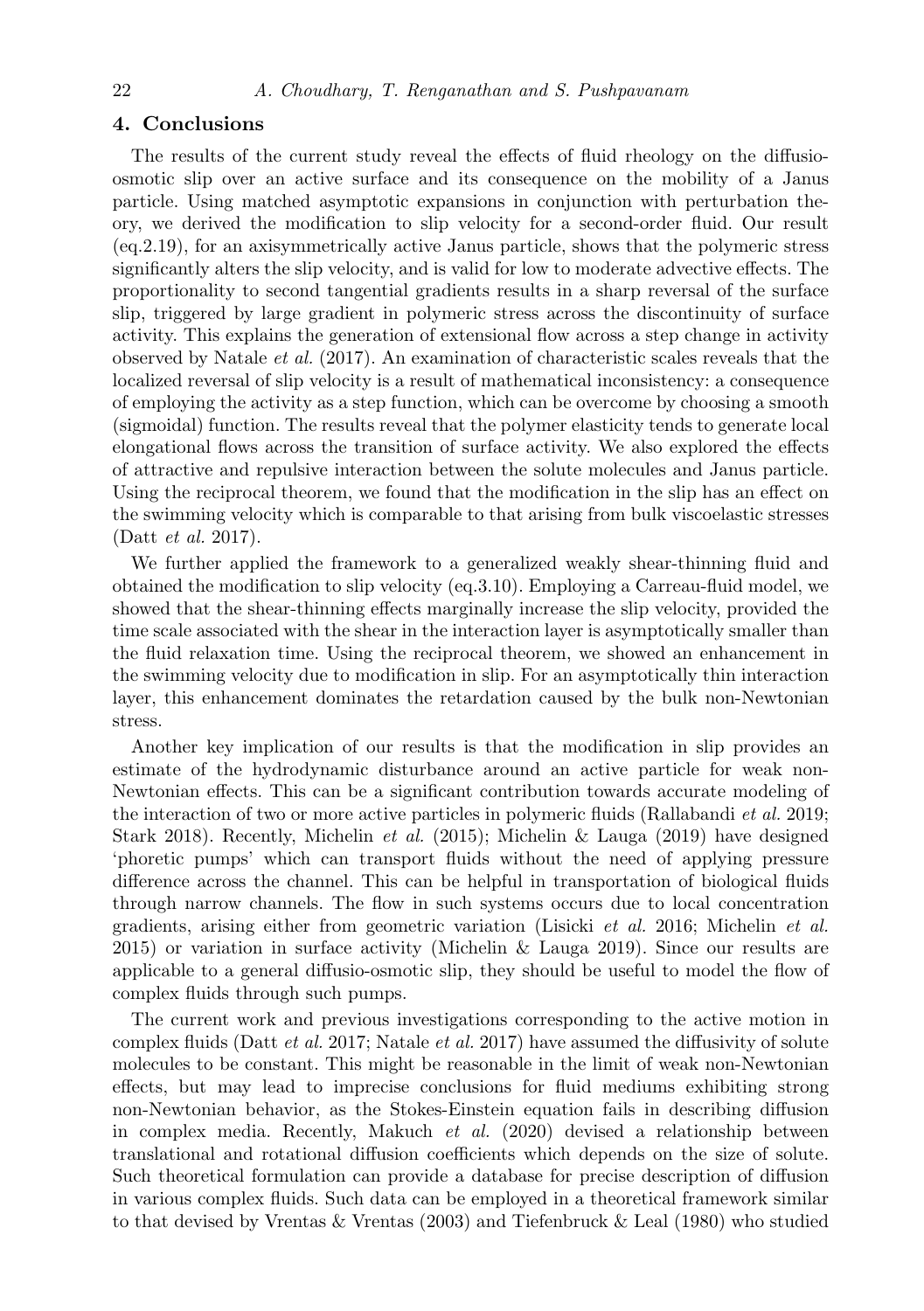## 4. Conclusions

The results of the current study reveal the effects of fluid rheology on the diffusio-osmotic slip over an active surface and its consequence on the mobility of a Janus particle. Using matched asymptotic expansions in conjunction with perturbation theory, we derived the modification to slip velocity for a second-order fluid. Our result (eq.2.19), for an axisymmetrically active Janus particle, shows that the polymeric stress significantly alters the slip velocity, and is valid for low to moderate advective effects. The proportionality to second tangential gradients results in a sharp reversal of the surface slip, triggered by large gradient in polymeric stress across the discontinuity of surface activity. This explains the generation of extensional flow across a step change in activity observed by Natale *et al.* (2017). An examination of characteristic scales reveals that the localized reversal of slip velocity is a result of mathematical inconsistency: a consequence of employing the activity as a step function, which can be overcome by choosing a smooth (sigmoidal) function. The results reveal that the polymer elasticity tends to generate local elongational flows across the transition of surface activity. We also explored the effects of attractive and repulsive interaction between the solute molecules and Janus particle. Using the reciprocal theorem, we found that the modification in the slip has an effect on the swimming velocity which is comparable to that arising from bulk viscoelastic stresses (Datt *et al.* 2017).

We further applied the framework to a generalized weakly shear-thinning fluid and obtained the modification to slip velocity (eq.3.10). Employing a Carreau-fluid model, we showed that the shear-thinning effects marginally increase the slip velocity, provided the time scale associated with the shear in the interaction layer is asymptotically smaller than the fluid relaxation time. Using the reciprocal theorem, we showed an enhancement in the swimming velocity due to modification in slip. For an asymptotically thin interaction layer, this enhancement dominates the retardation caused by the bulk non-Newtonian stress.

Another key implication of our results is that the modification in slip provides an estimate of the hydrodynamic disturbance around an active particle for weak non-Newtonian effects. This can be a significant contribution towards accurate modeling of the interaction of two or more active particles in polymeric fluids (Rallabandi *et al.* 2019; Stark 2018). Recently, Michelin *et al.* (2015); Michelin & Lauga (2019) have designed 'phoretic pumps' which can transport fluids without the need of applying pressure difference across the channel. This can be helpful in transportation of biological fluids through narrow channels. The flow in such systems occurs due to local concentration gradients, arising either from geometric variation (Lisicki *et al.* 2016; Michelin *et al.* 2015) or variation in surface activity (Michelin & Lauga 2019). Since our results are applicable to a general diffusio-osmotic slip, they should be useful to model the flow of complex fluids through such pumps.

The current work and previous investigations corresponding to the active motion in complex fluids (Datt *et al.* 2017; Natale *et al.* 2017) have assumed the diffusivity of solute molecules to be constant. This might be reasonable in the limit of weak non-Newtonian effects, but may lead to imprecise conclusions for fluid mediums exhibiting strong non-Newtonian behavior, as the Stokes-Einstein equation fails in describing diffusion in complex media. Recently, Makuch *et al.* (2020) devised a relationship between translational and rotational diffusion coefficients which depends on the size of solute. Such theoretical formulation can provide a database for precise description of diffusion in various complex fluids. Such data can be employed in a theoretical framework similar to that devised by Vrentas & Vrentas (2003) and Tiefenbruck & Leal (1980) who studied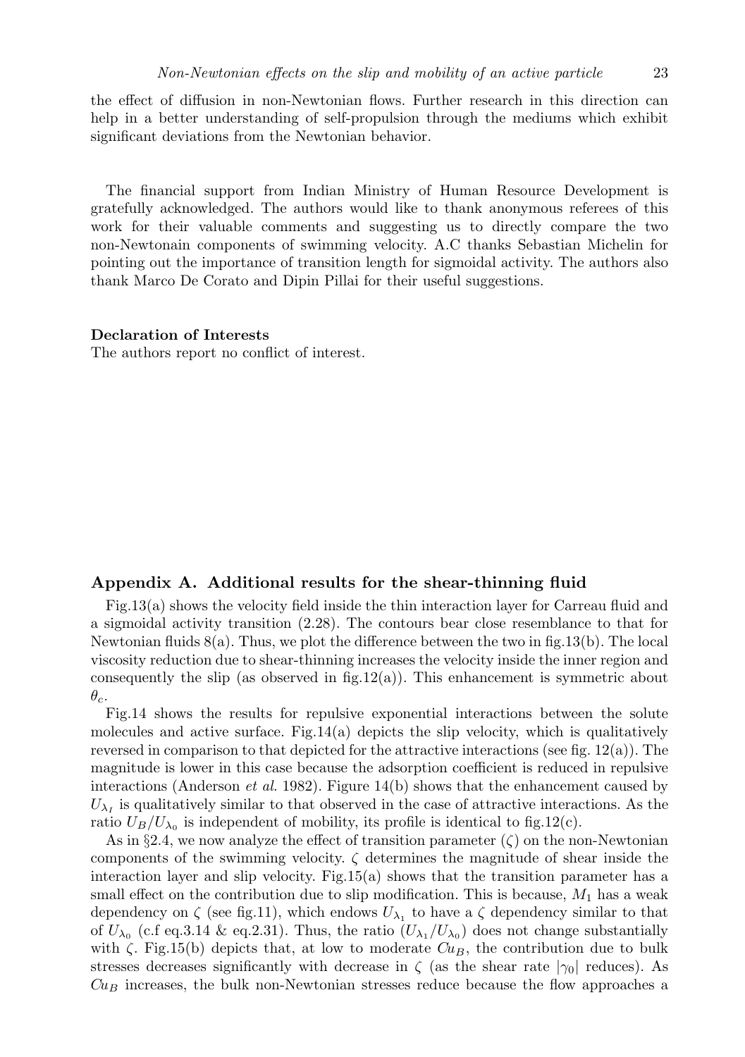the effect of diffusion in non-Newtonian flows. Further research in this direction can help in a better understanding of self-propulsion through the mediums which exhibit significant deviations from the Newtonian behavior.

The financial support from Indian Ministry of Human Resource Development is gratefully acknowledged. The authors would like to thank anonymous referees of this work for their valuable comments and suggesting us to directly compare the two non-Newtonain components of swimming velocity. A.C thanks Sebastian Michelin for pointing out the importance of transition length for sigmoidal activity. The authors also thank Marco De Corato and Dipin Pillai for their useful suggestions.

**Declaration of Interests**
The authors report no conflict of interest.

## Appendix A. Additional results for the shear-thinning fluid

Fig.13(a) shows the velocity field inside the thin interaction layer for Carreau fluid and a sigmoidal activity transition (2.28). The contours bear close resemblance to that for Newtonian fluids 8(a). Thus, we plot the difference between the two in fig.13(b). The local viscosity reduction due to shear-thinning increases the velocity inside the inner region and consequently the slip (as observed in fig.12(a)). This enhancement is symmetric about $\theta_c$.

Fig.14 shows the results for repulsive exponential interactions between the solute molecules and active surface. Fig.14(a) depicts the slip velocity, which is qualitatively reversed in comparison to that depicted for the attractive interactions (see fig. 12(a)). The magnitude is lower in this case because the adsorption coefficient is reduced in repulsive interactions (Anderson *et al.* 1982). Figure 14(b) shows that the enhancement caused by $U_{\lambda_I}$ is qualitatively similar to that observed in the case of attractive interactions. As the ratio $U_B/U_{\lambda_0}$ is independent of mobility, its profile is identical to fig.12(c).

As in §2.4, we now analyze the effect of transition parameter ($\zeta$) on the non-Newtonian components of the swimming velocity. $\zeta$ determines the magnitude of shear inside the interaction layer and slip velocity. Fig.15(a) shows that the transition parameter has a small effect on the contribution due to slip modification. This is because, $M_1$ has a weak dependency on $\zeta$ (see fig.11), which endows $U_{\lambda_1}$ to have a $\zeta$ dependency similar to that of $U_{\lambda_0}$ (c.f eq.3.14 & eq.2.31). Thus, the ratio $(U_{\lambda_1}/U_{\lambda_0})$ does not change substantially with $\zeta$. Fig.15(b) depicts that, at low to moderate $Cu_B$, the contribution due to bulk stresses decreases significantly with decrease in $\zeta$ (as the shear rate $|\gamma_0|$ reduces). As $Cu_B$ increases, the bulk non-Newtonian stresses reduce because the flow approaches a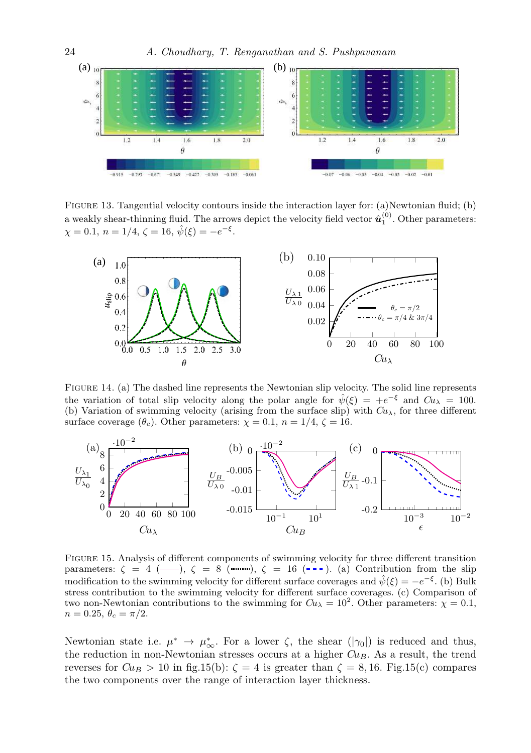FIGURE 13. Tangential velocity contours inside the interaction layer for: (a)Newtonian fluid; (b) a weakly shear-thinning fluid. The arrows depict the velocity field vector $\hat{\boldsymbol{u}}_1^{(0)}$. Other parameters: $\chi = 0.1$, $n = 1/4$, $\zeta = 16$, $\hat{\psi}(\xi) = -e^{-\xi}$.

FIGURE 14. (a) The dashed line represents the Newtonian slip velocity. The solid line represents the variation of total slip velocity along the polar angle for $\hat{\psi}(\xi) = +e^{-\xi}$ and $Cu_\lambda = 100$. (b) Variation of swimming velocity (arising from the surface slip) with $Cu_\lambda$, for three different surface coverage ($\theta_c$). Other parameters: $\chi = 0.1$, $n = 1/4$, $\zeta = 16$.

FIGURE 15. Analysis of different components of swimming velocity for three different transition parameters: $\zeta = 4$ (——), $\zeta = 8$ (········), $\zeta = 16$ (- - -). (a) Contribution from the slip modification to the swimming velocity for different surface coverages and $\hat{\psi}(\xi) = -e^{-\xi}$. (b) Bulk stress contribution to the swimming velocity for different surface coverages. (c) Comparison of two non-Newtonian contributions to the swimming for $Cu_\lambda = 10^2$. Other parameters: $\chi = 0.1$, $n = 0.25$, $\theta_c = \pi/2$.

Newtonian state i.e. $\mu^* \to \mu^*_\infty$. For a lower $\zeta$, the shear ($|\gamma_0|$) is reduced and thus, the reduction in non-Newtonian stresses occurs at a higher $Cu_B$. As a result, the trend reverses for $Cu_B > 10$ in fig.15(b): $\zeta = 4$ is greater than $\zeta = 8, 16$. Fig.15(c) compares the two components over the range of interaction layer thickness.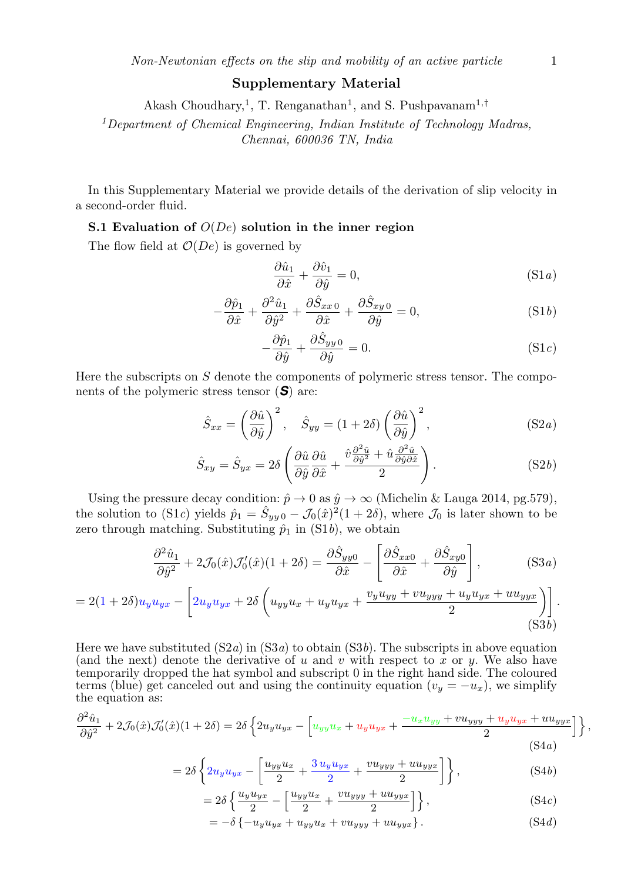# Supplementary Material

Akash Choudhary,[1], T. Renganathan[1], and S. Pushpavanam[1,†]

[1]Department of Chemical Engineering, Indian Institute of Technology Madras, Chennai, 600036 TN, India

In this Supplementary Material we provide details of the derivation of slip velocity in a second-order fluid.

**S.1 Evaluation of $O(De)$ solution in the inner region**

The flow field at $\mathcal{O}(De)$ is governed by

$$\frac{\partial \hat{u}_1}{\partial \hat{x}} + \frac{\partial \hat{v}_1}{\partial \hat{y}} = 0, \tag{S1$a$}$$

$$-\frac{\partial \hat{p}_1}{\partial \hat{x}} + \frac{\partial^2 \hat{u}_1}{\partial \hat{y}^2} + \frac{\partial \hat{S}_{xx\,0}}{\partial \hat{x}} + \frac{\partial \hat{S}_{xy\,0}}{\partial \hat{y}} = 0, \tag{S1$b$}$$

$$-\frac{\partial \hat{p}_1}{\partial \hat{y}} + \frac{\partial \hat{S}_{yy\,0}}{\partial \hat{y}} = 0. \tag{S1$c$}$$

Here the subscripts on $S$ denote the components of polymeric stress tensor. The components of the polymeric stress tensor ($\boldsymbol{S}$) are:

$$\hat{S}_{xx} = \left(\frac{\partial \hat{u}}{\partial \hat{y}}\right)^2, \quad \hat{S}_{yy} = (1+2\delta)\left(\frac{\partial \hat{u}}{\partial \hat{y}}\right)^2, \tag{S2$a$}$$

$$\hat{S}_{xy} = \hat{S}_{yx} = 2\delta\left(\frac{\partial \hat{u}}{\partial \hat{y}}\frac{\partial \hat{u}}{\partial \hat{x}} + \frac{\hat{v}\frac{\partial^2 \hat{u}}{\partial \hat{y}^2} + \hat{u}\frac{\partial^2 \hat{u}}{\partial \hat{y}\partial \hat{x}}}{2}\right). \tag{S2$b$}$$

Using the pressure decay condition: $\hat{p} \to 0$ as $\hat{y} \to \infty$ (Michelin & Lauga 2014, pg.579), the solution to (S1$c$) yields $\hat{p}_1 = \hat{S}_{yy\,0} - \mathcal{J}_0(\hat{x})^2(1+2\delta)$, where $\mathcal{J}_0$ is later shown to be zero through matching. Substituting $\hat{p}_1$ in (S1$b$), we obtain

$$\frac{\partial^2 \hat{u}_1}{\partial \hat{y}^2} + 2\mathcal{J}_0(\hat{x})\mathcal{J}_0'(\hat{x})(1+2\delta) = \frac{\partial \hat{S}_{yy0}}{\partial \hat{x}} - \left[\frac{\partial \hat{S}_{xx0}}{\partial \hat{x}} + \frac{\partial \hat{S}_{xy0}}{\partial \hat{y}}\right], \tag{S3$a$}$$

$$= 2(1+2\delta)u_y u_{yx} - \left[2u_y u_{yx} + 2\delta\left(u_{yy}u_x + u_y u_{yx} + \frac{v_y u_{yy} + v u_{yyy} + u_y u_{yx} + u u_{yyx}}{2}\right)\right]. \tag{S3$b$}$$

Here we have substituted (S2$a$) in (S3$a$) to obtain (S3$b$). The subscripts in above equation (and the next) denote the derivative of $u$ and $v$ with respect to $x$ or $y$. We also have temporarily dropped the hat symbol and subscript 0 in the right hand side. The coloured terms (blue) get canceled out and using the continuity equation ($v_y = -u_x$), we simplify the equation as:

$$\frac{\partial^2 \hat{u}_1}{\partial \hat{y}^2} + 2\mathcal{J}_0(\hat{x})\mathcal{J}_0'(\hat{x})(1+2\delta) = 2\delta\left\{2u_y u_{yx} - \left[u_{yy}u_x + u_y u_{yx} + \frac{-u_x u_{yy} + v u_{yyy} + u_y u_{yx} + u u_{yyx}}{2}\right]\right\}, \tag{S4$a$}$$

$$= 2\delta\left\{2u_y u_{yx} - \left[\frac{u_{yy}u_x}{2} + \frac{3\,u_y u_{yx}}{2} + \frac{v u_{yyy} + u u_{yyx}}{2}\right]\right\}, \tag{S4$b$}$$

$$= 2\delta\left\{\frac{u_y u_{yx}}{2} - \left[\frac{u_{yy}u_x}{2} + \frac{v u_{yyy} + u u_{yyx}}{2}\right]\right\}, \tag{S4$c$}$$

$$= -\delta\left\{-u_y u_{yx} + u_{yy}u_x + v u_{yyy} + u u_{yyx}\right\}. \tag{S4$d$}$$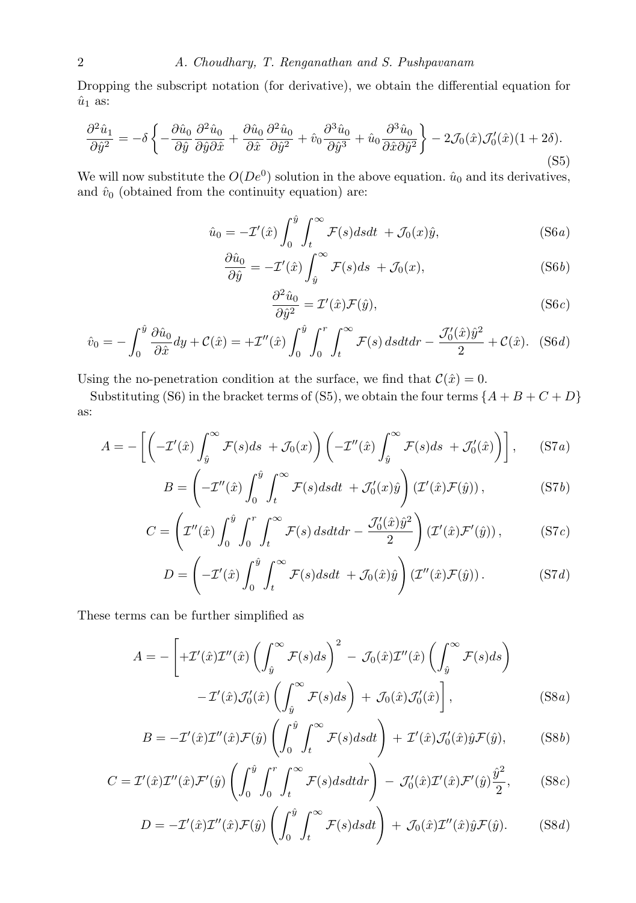Dropping the subscript notation (for derivative), we obtain the differential equation for $\hat{u}_1$ as:

$$\frac{\partial^2 \hat{u}_1}{\partial \hat{y}^2} = -\delta \left\{ -\frac{\partial \hat{u}_0}{\partial \hat{y}} \frac{\partial^2 \hat{u}_0}{\partial \hat{y} \partial \hat{x}} + \frac{\partial \hat{u}_0}{\partial \hat{x}} \frac{\partial^2 \hat{u}_0}{\partial \hat{y}^2} + \hat{v}_0 \frac{\partial^3 \hat{u}_0}{\partial \hat{y}^3} + \hat{u}_0 \frac{\partial^3 \hat{u}_0}{\partial \hat{x} \partial \hat{y}^2} \right\} - 2\mathcal{J}_0(\hat{x})\mathcal{J}_0'(\hat{x})(1+2\delta). \tag{S5}$$

We will now substitute the $O(De^0)$ solution in the above equation. $\hat{u}_0$ and its derivatives, and $\hat{v}_0$ (obtained from the continuity equation) are:

$$\hat{u}_0 = -\mathcal{I}'(\hat{x}) \int_0^{\hat{y}} \int_t^{\infty} \mathcal{F}(s) ds dt \ + \mathcal{J}_0(x)\hat{y}, \tag{S6a}$$

$$\frac{\partial \hat{u}_0}{\partial \hat{y}} = -\mathcal{I}'(\hat{x}) \int_{\hat{y}}^{\infty} \mathcal{F}(s) ds \ + \mathcal{J}_0(x), \tag{S6b}$$

$$\frac{\partial^2 \hat{u}_0}{\partial \hat{y}^2} = \mathcal{I}'(\hat{x})\mathcal{F}(\hat{y}), \tag{S6c}$$

$$\hat{v}_0 = -\int_0^{\hat{y}} \frac{\partial \hat{u}_0}{\partial \hat{x}} dy + \mathcal{C}(\hat{x}) = +\mathcal{I}''(\hat{x}) \int_0^{\hat{y}} \int_0^r \int_t^{\infty} \mathcal{F}(s)\, ds dt dr - \frac{\mathcal{J}_0'(\hat{x})\hat{y}^2}{2} + \mathcal{C}(\hat{x}). \tag{S6d}$$

Using the no-penetration condition at the surface, we find that $\mathcal{C}(\hat{x}) = 0$.

Substituting (S6) in the bracket terms of (S5), we obtain the four terms $\{A + B + C + D\}$ as:

$$A = -\left[ \left( -\mathcal{I}'(\hat{x}) \int_{\hat{y}}^{\infty} \mathcal{F}(s) ds \ + \mathcal{J}_0(x) \right) \left( -\mathcal{I}''(\hat{x}) \int_{\hat{y}}^{\infty} \mathcal{F}(s) ds \ + \mathcal{J}_0'(\hat{x}) \right) \right], \tag{S7a}$$

$$B = \left( -\mathcal{I}''(\hat{x}) \int_0^{\hat{y}} \int_t^{\infty} \mathcal{F}(s) ds dt \ + \mathcal{J}_0'(x)\hat{y} \right) \left( \mathcal{I}'(\hat{x})\mathcal{F}(\hat{y}) \right), \tag{S7b}$$

$$C = \left( \mathcal{I}''(\hat{x}) \int_0^{\hat{y}} \int_0^r \int_t^{\infty} \mathcal{F}(s)\, ds dt dr - \frac{\mathcal{J}_0'(\hat{x})\hat{y}^2}{2} \right) \left( \mathcal{I}'(\hat{x})\mathcal{F}'(\hat{y}) \right), \tag{S7c}$$

$$D = \left( -\mathcal{I}'(\hat{x}) \int_0^{\hat{y}} \int_t^{\infty} \mathcal{F}(s) ds dt \ + \mathcal{J}_0(\hat{x})\hat{y} \right) \left( \mathcal{I}''(\hat{x})\mathcal{F}(\hat{y}) \right). \tag{S7d}$$

These terms can be further simplified as

$$A = -\Bigg[ +\mathcal{I}'(\hat{x})\mathcal{I}''(\hat{x}) \left( \int_{\hat{y}}^{\infty} \mathcal{F}(s) ds \right)^2 - \ \mathcal{J}_0(\hat{x})\mathcal{I}''(\hat{x}) \left( \int_{\hat{y}}^{\infty} \mathcal{F}(s) ds \right)$$
$$- \mathcal{I}'(\hat{x})\mathcal{J}_0'(\hat{x}) \left( \int_{\hat{y}}^{\infty} \mathcal{F}(s) ds \right) + \ \mathcal{J}_0(\hat{x})\mathcal{J}_0'(\hat{x}) \Bigg], \tag{S8a}$$

$$B = -\mathcal{I}'(\hat{x})\mathcal{I}''(\hat{x})\mathcal{F}(\hat{y}) \left( \int_0^{\hat{y}} \int_t^{\infty} \mathcal{F}(s) ds dt \right) + \ \mathcal{I}'(\hat{x})\mathcal{J}_0'(\hat{x})\hat{y}\mathcal{F}(\hat{y}), \tag{S8b}$$

$$C = \mathcal{I}'(\hat{x})\mathcal{I}''(\hat{x})\mathcal{F}'(\hat{y}) \left( \int_0^{\hat{y}} \int_0^r \int_t^{\infty} \mathcal{F}(s) ds dt dr \right) - \ \mathcal{J}_0'(\hat{x})\mathcal{I}'(\hat{x})\mathcal{F}'(\hat{y})\frac{\hat{y}^2}{2}, \tag{S8c}$$

$$D = -\mathcal{I}'(\hat{x})\mathcal{I}''(\hat{x})\mathcal{F}(\hat{y}) \left( \int_0^{\hat{y}} \int_t^{\infty} \mathcal{F}(s) ds dt \right) + \ \mathcal{J}_0(\hat{x})\mathcal{I}''(\hat{x})\hat{y}\mathcal{F}(\hat{y}). \tag{S8d}$$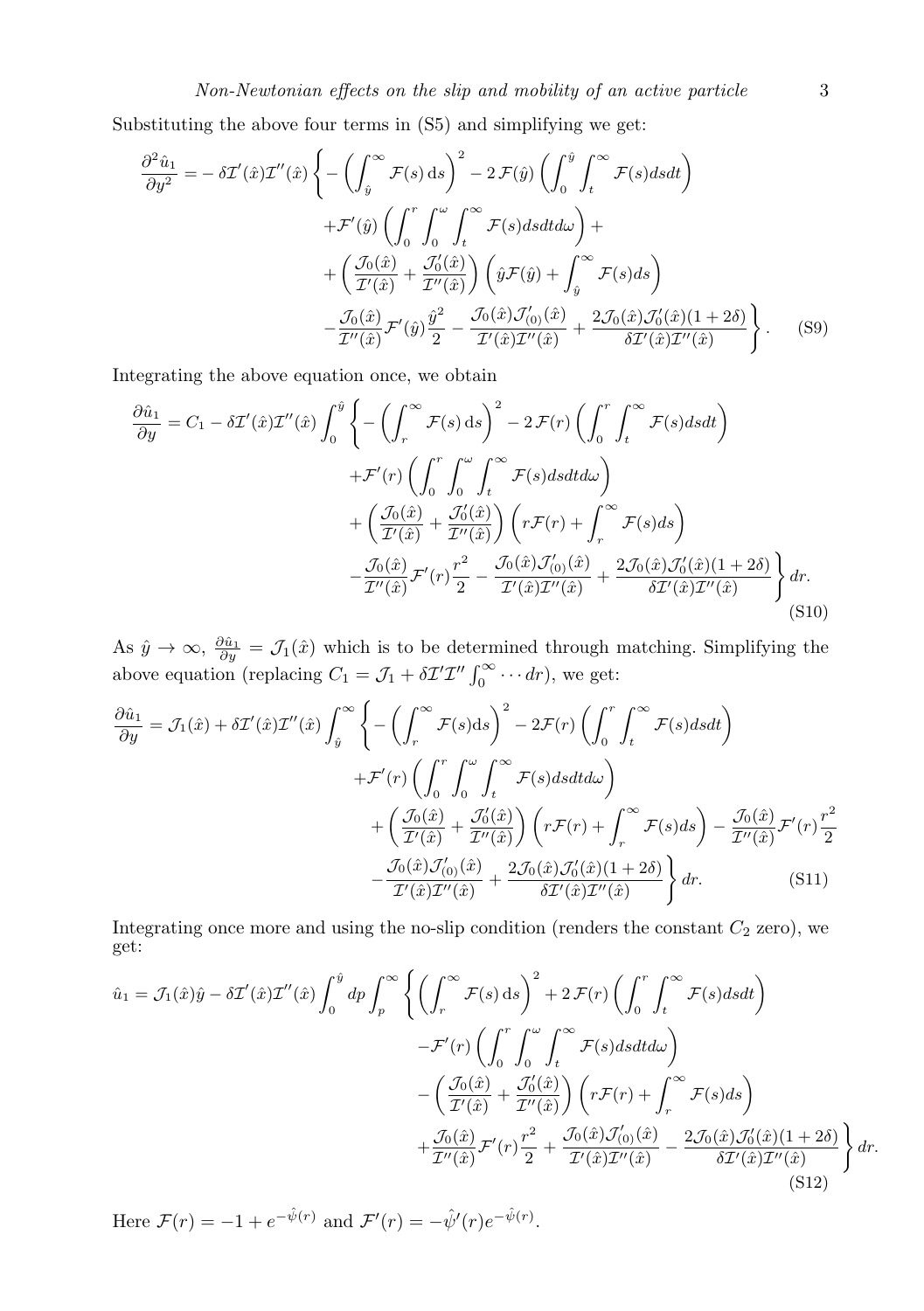Substituting the above four terms in (S5) and simplifying we get:

$$
\begin{aligned}
\frac{\partial^2 \hat{u}_1}{\partial y^2} = & -\delta \mathcal{I}'(\hat{x})\mathcal{I}''(\hat{x}) \Bigg\{ -\left(\int_{\hat{y}}^{\infty} \mathcal{F}(s)\,\mathrm{d}s\right)^2 - 2\,\mathcal{F}(\hat{y})\left(\int_0^{\hat{y}}\int_t^{\infty} \mathcal{F}(s)dsdt\right) \\
& + \mathcal{F}'(\hat{y})\left(\int_0^{r}\int_0^{\omega}\int_t^{\infty} \mathcal{F}(s)dsdtd\omega\right) + \\
& + \left(\frac{\mathcal{J}_0(\hat{x})}{\mathcal{I}'(\hat{x})} + \frac{\mathcal{J}_0'(\hat{x})}{\mathcal{I}''(\hat{x})}\right)\left(\hat{y}\mathcal{F}(\hat{y}) + \int_{\hat{y}}^{\infty} \mathcal{F}(s)ds\right) \\
& - \frac{\mathcal{J}_0(\hat{x})}{\mathcal{I}''(\hat{x})}\mathcal{F}'(\hat{y})\frac{\hat{y}^2}{2} - \frac{\mathcal{J}_0(\hat{x})\mathcal{J}_{(0)}'(\hat{x})}{\mathcal{I}'(\hat{x})\mathcal{I}''(\hat{x})} + \frac{2\mathcal{J}_0(\hat{x})\mathcal{J}_0'(\hat{x})(1+2\delta)}{\delta\mathcal{I}'(\hat{x})\mathcal{I}''(\hat{x})} \Bigg\}. \qquad \text{(S9)}
\end{aligned}
$$

Integrating the above equation once, we obtain

$$
\begin{aligned}
\frac{\partial \hat{u}_1}{\partial y} = & \, C_1 - \delta \mathcal{I}'(\hat{x})\mathcal{I}''(\hat{x}) \int_0^{\hat{y}} \Bigg\{ -\left(\int_{r}^{\infty} \mathcal{F}(s)\,\mathrm{d}s\right)^2 - 2\,\mathcal{F}(r)\left(\int_0^{r}\int_t^{\infty} \mathcal{F}(s)dsdt\right) \\
& + \mathcal{F}'(r)\left(\int_0^{r}\int_0^{\omega}\int_t^{\infty} \mathcal{F}(s)dsdtd\omega\right) \\
& + \left(\frac{\mathcal{J}_0(\hat{x})}{\mathcal{I}'(\hat{x})} + \frac{\mathcal{J}_0'(\hat{x})}{\mathcal{I}''(\hat{x})}\right)\left(r\mathcal{F}(r) + \int_{r}^{\infty} \mathcal{F}(s)ds\right) \\
& - \frac{\mathcal{J}_0(\hat{x})}{\mathcal{I}''(\hat{x})}\mathcal{F}'(r)\frac{r^2}{2} - \frac{\mathcal{J}_0(\hat{x})\mathcal{J}_{(0)}'(\hat{x})}{\mathcal{I}'(\hat{x})\mathcal{I}''(\hat{x})} + \frac{2\mathcal{J}_0(\hat{x})\mathcal{J}_0'(\hat{x})(1+2\delta)}{\delta\mathcal{I}'(\hat{x})\mathcal{I}''(\hat{x})} \Bigg\}\, dr. \qquad \text{(S10)}
\end{aligned}
$$

As $\hat{y} \to \infty$, $\frac{\partial \hat{u}_1}{\partial y} = \mathcal{J}_1(\hat{x})$ which is to be determined through matching. Simplifying the above equation (replacing $C_1 = \mathcal{J}_1 + \delta\mathcal{I}'\mathcal{I}'' \int_0^{\infty} \cdots dr$), we get:

$$
\begin{aligned}
\frac{\partial \hat{u}_1}{\partial y} = & \, \mathcal{J}_1(\hat{x}) + \delta \mathcal{I}'(\hat{x})\mathcal{I}''(\hat{x}) \int_{\hat{y}}^{\infty} \Bigg\{ -\left(\int_{r}^{\infty} \mathcal{F}(s)\mathrm{d}s\right)^2 - 2\mathcal{F}(r)\left(\int_0^{r}\int_t^{\infty} \mathcal{F}(s)dsdt\right) \\
& + \mathcal{F}'(r)\left(\int_0^{r}\int_0^{\omega}\int_t^{\infty} \mathcal{F}(s)dsdtd\omega\right) \\
& + \left(\frac{\mathcal{J}_0(\hat{x})}{\mathcal{I}'(\hat{x})} + \frac{\mathcal{J}_0'(\hat{x})}{\mathcal{I}''(\hat{x})}\right)\left(r\mathcal{F}(r) + \int_{r}^{\infty} \mathcal{F}(s)ds\right) - \frac{\mathcal{J}_0(\hat{x})}{\mathcal{I}''(\hat{x})}\mathcal{F}'(r)\frac{r^2}{2} \\
& - \frac{\mathcal{J}_0(\hat{x})\mathcal{J}_{(0)}'(\hat{x})}{\mathcal{I}'(\hat{x})\mathcal{I}''(\hat{x})} + \frac{2\mathcal{J}_0(\hat{x})\mathcal{J}_0'(\hat{x})(1+2\delta)}{\delta\mathcal{I}'(\hat{x})\mathcal{I}''(\hat{x})} \Bigg\}\, dr. \qquad \text{(S11)}
\end{aligned}
$$

Integrating once more and using the no-slip condition (renders the constant $C_2$ zero), we get:

$$
\begin{aligned}
\hat{u}_1 = & \, \mathcal{J}_1(\hat{x})\hat{y} - \delta \mathcal{I}'(\hat{x})\mathcal{I}''(\hat{x}) \int_0^{\hat{y}} dp \int_p^{\infty} \Bigg\{ \left(\int_{r}^{\infty} \mathcal{F}(s)\,\mathrm{d}s\right)^2 + 2\,\mathcal{F}(r)\left(\int_0^{r}\int_t^{\infty} \mathcal{F}(s)dsdt\right) \\
& - \mathcal{F}'(r)\left(\int_0^{r}\int_0^{\omega}\int_t^{\infty} \mathcal{F}(s)dsdtd\omega\right) \\
& - \left(\frac{\mathcal{J}_0(\hat{x})}{\mathcal{I}'(\hat{x})} + \frac{\mathcal{J}_0'(\hat{x})}{\mathcal{I}''(\hat{x})}\right)\left(r\mathcal{F}(r) + \int_{r}^{\infty} \mathcal{F}(s)ds\right) \\
& + \frac{\mathcal{J}_0(\hat{x})}{\mathcal{I}''(\hat{x})}\mathcal{F}'(r)\frac{r^2}{2} + \frac{\mathcal{J}_0(\hat{x})\mathcal{J}_{(0)}'(\hat{x})}{\mathcal{I}'(\hat{x})\mathcal{I}''(\hat{x})} - \frac{2\mathcal{J}_0(\hat{x})\mathcal{J}_0'(\hat{x})(1+2\delta)}{\delta\mathcal{I}'(\hat{x})\mathcal{I}''(\hat{x})} \Bigg\}\, dr. \qquad \text{(S12)}
\end{aligned}
$$

Here $\mathcal{F}(r) = -1 + e^{-\hat{\psi}(r)}$ and $\mathcal{F}'(r) = -\hat{\psi}'(r)e^{-\hat{\psi}(r)}$.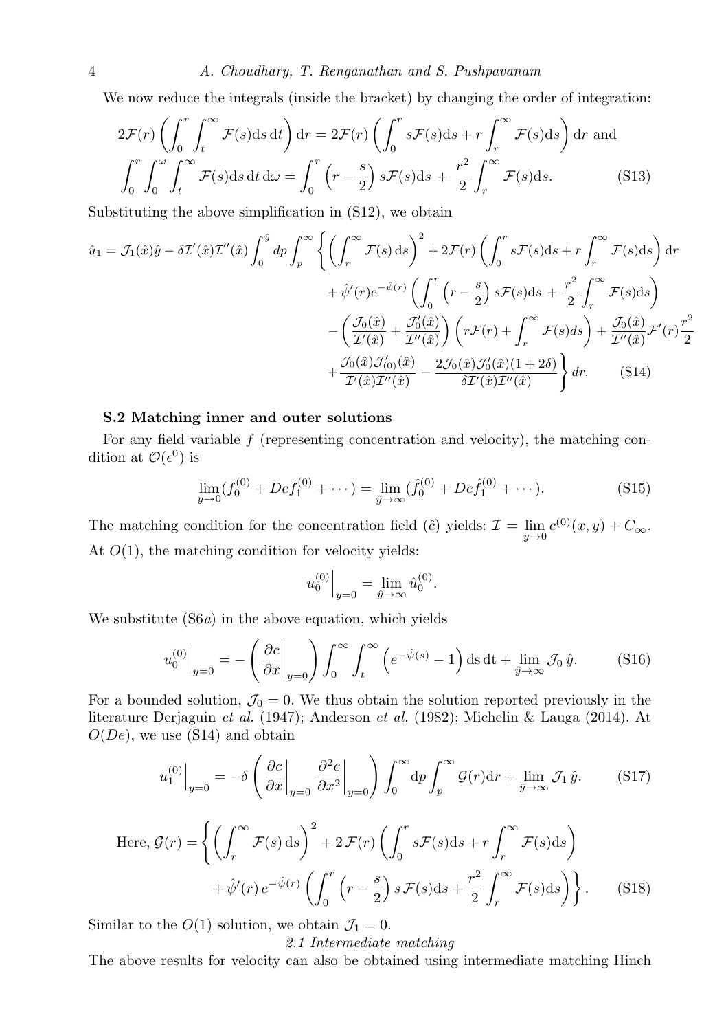We now reduce the integrals (inside the bracket) by changing the order of integration:

$$
\begin{aligned}
&2\mathcal{F}(r)\left(\int_0^r\int_t^\infty \mathcal{F}(s)\mathrm{d}s\,\mathrm{d}t\right)\mathrm{d}r = 2\mathcal{F}(r)\left(\int_0^r s\mathcal{F}(s)\mathrm{d}s + r\int_r^\infty \mathcal{F}(s)\mathrm{d}s\right)\mathrm{d}r \text{ and}\\
&\int_0^r\int_0^\omega\int_t^\infty \mathcal{F}(s)\mathrm{d}s\,\mathrm{d}t\,\mathrm{d}\omega = \int_0^r\left(r-\frac{s}{2}\right)s\mathcal{F}(s)\mathrm{d}s \;+\; \frac{r^2}{2}\int_r^\infty \mathcal{F}(s)\mathrm{d}s. \qquad \text{(S13)}
\end{aligned}
$$

Substituting the above simplification in (S12), we obtain

$$
\begin{aligned}
\hat{u}_1 = \mathcal{J}_1(\hat{x})\hat{y} - \delta\mathcal{I}'(\hat{x})\mathcal{I}''(\hat{x})\int_0^{\hat{y}}dp\int_p^\infty &\left\{\left(\int_r^\infty \mathcal{F}(s)\,\mathrm{d}s\right)^2 + 2\mathcal{F}(r)\left(\int_0^r s\mathcal{F}(s)\mathrm{d}s + r\int_r^\infty \mathcal{F}(s)\mathrm{d}s\right)\mathrm{d}r\right.\\
&+\hat{\psi}'(r)e^{-\hat{\psi}(r)}\left(\int_0^r\left(r-\frac{s}{2}\right)s\mathcal{F}(s)\mathrm{d}s \;+\; \frac{r^2}{2}\int_r^\infty \mathcal{F}(s)\mathrm{d}s\right)\\
&-\left(\frac{\mathcal{J}_0(\hat{x})}{\mathcal{I}'(\hat{x})}+\frac{\mathcal{J}_0'(\hat{x})}{\mathcal{I}''(\hat{x})}\right)\left(r\mathcal{F}(r)+\int_r^\infty \mathcal{F}(s)ds\right) + \frac{\mathcal{J}_0(\hat{x})}{\mathcal{I}''(\hat{x})}\mathcal{F}'(r)\frac{r^2}{2}\\
&\left.+\frac{\mathcal{J}_0(\hat{x})\mathcal{J}_{(0)}'(\hat{x})}{\mathcal{I}'(\hat{x})\mathcal{I}''(\hat{x})} - \frac{2\mathcal{J}_0(\hat{x})\mathcal{J}_0'(\hat{x})(1+2\delta)}{\delta\mathcal{I}'(\hat{x})\mathcal{I}''(\hat{x})}\right\}dr. \qquad \text{(S14)}
\end{aligned}
$$

### S.2 Matching inner and outer solutions

For any field variable $f$ (representing concentration and velocity), the matching condition at $\mathcal{O}(\epsilon^0)$ is

$$
\lim_{y\to 0}(f_0^{(0)} + Def_1^{(0)} + \cdots) = \lim_{\hat{y}\to\infty}(\hat{f}_0^{(0)} + De\hat{f}_1^{(0)} + \cdots). \qquad \text{(S15)}
$$

The matching condition for the concentration field ($\hat{c}$) yields: $\mathcal{I} = \lim_{y\to 0} c^{(0)}(x,y) + C_\infty$. At $O(1)$, the matching condition for velocity yields:

$$
u_0^{(0)}\Big|_{y=0} = \lim_{\hat{y}\to\infty}\hat{u}_0^{(0)}.
$$

We substitute (S6$a$) in the above equation, which yields

$$
u_0^{(0)}\Big|_{y=0} = -\left(\left.\frac{\partial c}{\partial x}\right|_{y=0}\right)\int_0^\infty\int_t^\infty\left(e^{-\hat{\psi}(s)}-1\right)\mathrm{d}s\,\mathrm{d}t + \lim_{\hat{y}\to\infty}\mathcal{J}_0\,\hat{y}. \qquad \text{(S16)}
$$

For a bounded solution, $\mathcal{J}_0 = 0$. We thus obtain the solution reported previously in the literature Derjaguin *et al.* (1947); Anderson *et al.* (1982); Michelin & Lauga (2014). At $O(De)$, we use (S14) and obtain

$$
u_1^{(0)}\Big|_{y=0} = -\delta\left(\left.\frac{\partial c}{\partial x}\right|_{y=0}\left.\frac{\partial^2 c}{\partial x^2}\right|_{y=0}\right)\int_0^\infty \mathrm{d}p\int_p^\infty \mathcal{G}(r)\mathrm{d}r + \lim_{\hat{y}\to\infty}\mathcal{J}_1\,\hat{y}. \qquad \text{(S17)}
$$

$$
\begin{aligned}
\text{Here, } \mathcal{G}(r) = &\left\{\left(\int_r^\infty \mathcal{F}(s)\,\mathrm{d}s\right)^2 + 2\,\mathcal{F}(r)\left(\int_0^r s\mathcal{F}(s)\mathrm{d}s + r\int_r^\infty \mathcal{F}(s)\mathrm{d}s\right)\right.\\
&\left.+\hat{\psi}'(r)\,e^{-\hat{\psi}(r)}\left(\int_0^r\left(r-\frac{s}{2}\right)s\,\mathcal{F}(s)\mathrm{d}s + \frac{r^2}{2}\int_r^\infty \mathcal{F}(s)\mathrm{d}s\right)\right\}. \qquad \text{(S18)}
\end{aligned}
$$

Similar to the $O(1)$ solution, we obtain $\mathcal{J}_1 = 0$.

*2.1 Intermediate matching*

The above results for velocity can also be obtained using intermediate matching Hinch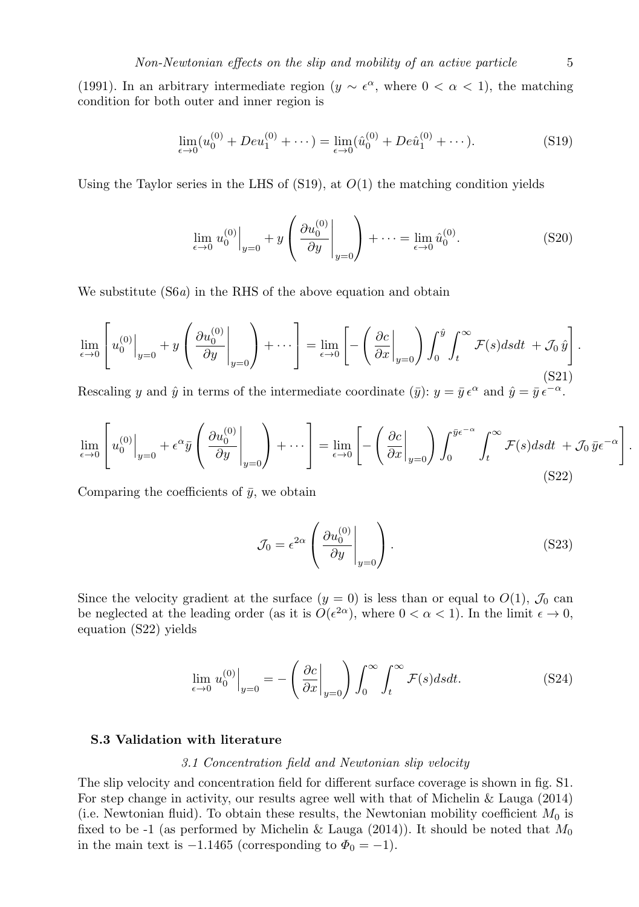(1991). In an arbitrary intermediate region ($y \sim \epsilon^{\alpha}$, where $0 < \alpha < 1$), the matching condition for both outer and inner region is

$$\lim_{\epsilon \to 0}(u_0^{(0)} + De u_1^{(0)} + \cdots) = \lim_{\epsilon \to 0}(\hat{u}_0^{(0)} + De \hat{u}_1^{(0)} + \cdots). \tag{S19}$$

Using the Taylor series in the LHS of (S19), at $O(1)$ the matching condition yields

$$\lim_{\epsilon \to 0} u_0^{(0)}\Big|_{y=0} + y\left(\frac{\partial u_0^{(0)}}{\partial y}\Bigg|_{y=0}\right) + \cdots = \lim_{\epsilon \to 0} \hat{u}_0^{(0)}. \tag{S20}$$

We substitute (S6$a$) in the RHS of the above equation and obtain

$$\lim_{\epsilon \to 0}\left[u_0^{(0)}\Big|_{y=0} + y\left(\frac{\partial u_0^{(0)}}{\partial y}\Bigg|_{y=0}\right) + \cdots\right] = \lim_{\epsilon \to 0}\left[-\left(\frac{\partial c}{\partial x}\Bigg|_{y=0}\right)\int_0^{\hat{y}}\int_t^{\infty}\mathcal{F}(s)ds dt\ + \mathcal{J}_0\,\hat{y}\right]. \tag{S21}$$

Rescaling $y$ and $\hat{y}$ in terms of the intermediate coordinate ($\bar{y}$): $y = \bar{y}\,\epsilon^{\alpha}$ and $\hat{y} = \bar{y}\,\epsilon^{-\alpha}$.

$$\lim_{\epsilon \to 0}\left[u_0^{(0)}\Big|_{y=0} + \epsilon^{\alpha}\bar{y}\left(\frac{\partial u_0^{(0)}}{\partial y}\Bigg|_{y=0}\right) + \cdots\right] = \lim_{\epsilon \to 0}\left[-\left(\frac{\partial c}{\partial x}\Bigg|_{y=0}\right)\int_0^{\bar{y}\epsilon^{-\alpha}}\int_t^{\infty}\mathcal{F}(s)ds dt\ + \mathcal{J}_0\,\bar{y}\epsilon^{-\alpha}\right]. \tag{S22}$$

Comparing the coefficients of $\bar{y}$, we obtain

$$\mathcal{J}_0 = \epsilon^{2\alpha}\left(\frac{\partial u_0^{(0)}}{\partial y}\Bigg|_{y=0}\right). \tag{S23}$$

Since the velocity gradient at the surface ($y = 0$) is less than or equal to $O(1)$, $\mathcal{J}_0$ can be neglected at the leading order (as it is $O(\epsilon^{2\alpha})$, where $0 < \alpha < 1$). In the limit $\epsilon \to 0$, equation (S22) yields

$$\lim_{\epsilon \to 0} u_0^{(0)}\Big|_{y=0} = -\left(\frac{\partial c}{\partial x}\Bigg|_{y=0}\right)\int_0^{\infty}\int_t^{\infty}\mathcal{F}(s)ds dt. \tag{S24}$$

## S.3 Validation with literature

### *3.1 Concentration field and Newtonian slip velocity*

The slip velocity and concentration field for different surface coverage is shown in fig. S1. For step change in activity, our results agree well with that of Michelin & Lauga (2014) (i.e. Newtonian fluid). To obtain these results, the Newtonian mobility coefficient $M_0$ is fixed to be -1 (as performed by Michelin & Lauga (2014)). It should be noted that $M_0$ in the main text is $-1.1465$ (corresponding to $\Phi_0 = -1$).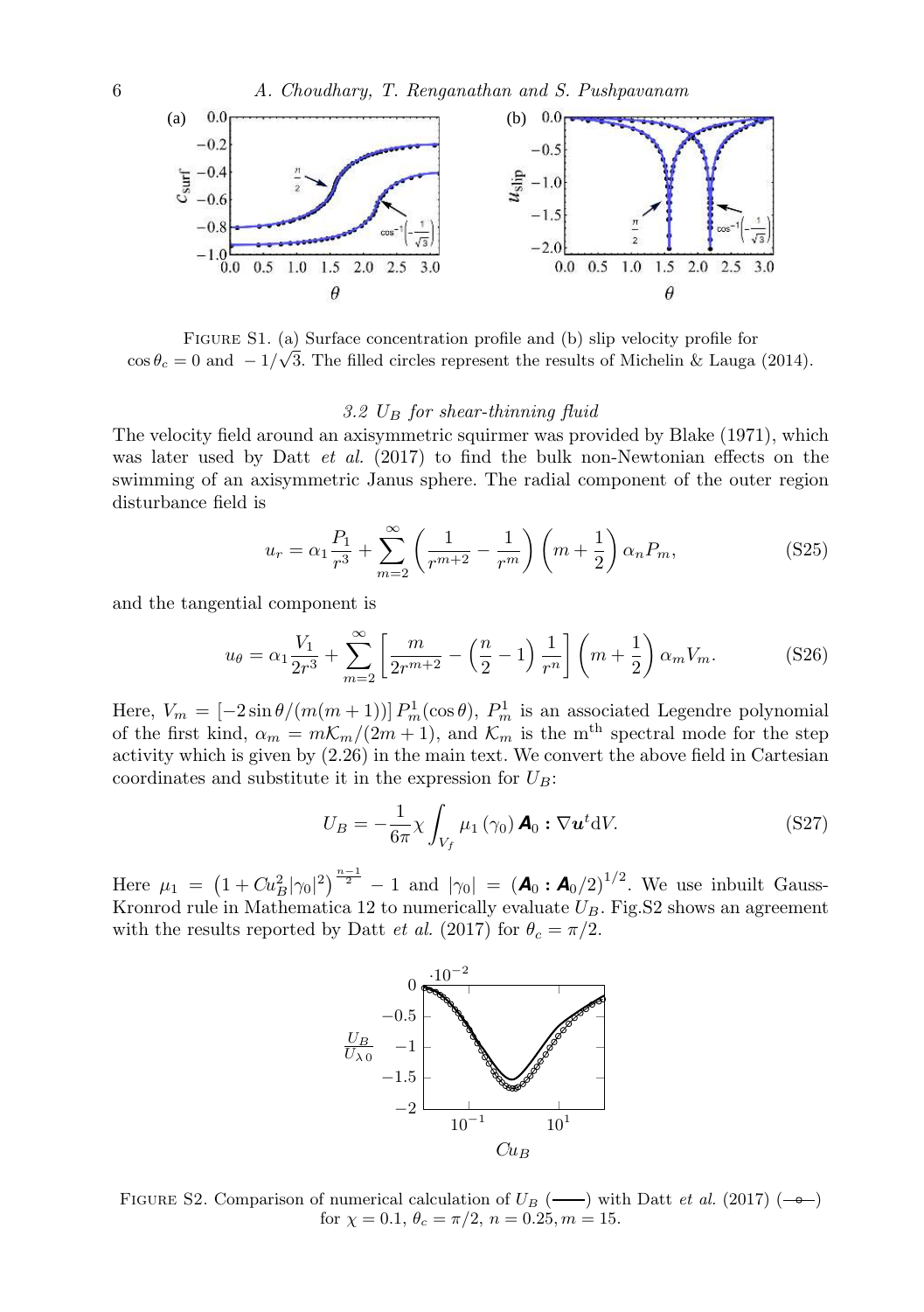Figure S1. (a) Surface concentration profile and (b) slip velocity profile for $\cos\theta_c = 0$ and $-1/\sqrt{3}$. The filled circles represent the results of Michelin & Lauga (2014).

### 3.2 $U_B$ for shear-thinning fluid

The velocity field around an axisymmetric squirmer was provided by Blake (1971), which was later used by Datt *et al.* (2017) to find the bulk non-Newtonian effects on the swimming of an axisymmetric Janus sphere. The radial component of the outer region disturbance field is

$$u_r = \alpha_1 \frac{P_1}{r^3} + \sum_{m=2}^{\infty} \left( \frac{1}{r^{m+2}} - \frac{1}{r^m} \right) \left( m + \frac{1}{2} \right) \alpha_n P_m, \tag{S25}$$

and the tangential component is

$$u_\theta = \alpha_1 \frac{V_1}{2r^3} + \sum_{m=2}^{\infty} \left[ \frac{m}{2r^{m+2}} - \left( \frac{n}{2} - 1 \right) \frac{1}{r^n} \right] \left( m + \frac{1}{2} \right) \alpha_m V_m. \tag{S26}$$

Here, $V_m = [-2\sin\theta/(m(m+1))]\, P_m^1(\cos\theta)$, $P_m^1$ is an associated Legendre polynomial of the first kind, $\alpha_m = m\mathcal{K}_m/(2m+1)$, and $\mathcal{K}_m$ is the m$^{\text{th}}$ spectral mode for the step activity which is given by (2.26) in the main text. We convert the above field in Cartesian coordinates and substitute it in the expression for $U_B$:

$$U_B = -\frac{1}{6\pi} \chi \int_{V_f} \mu_1(\gamma_0)\, \boldsymbol{A}_0 : \nabla \boldsymbol{u}^t \mathrm{d}V. \tag{S27}$$

Here $\mu_1 = \left(1 + Cu_B^2 |\gamma_0|^2\right)^{\frac{n-1}{2}} - 1$ and $|\gamma_0| = (\boldsymbol{A}_0 : \boldsymbol{A}_0/2)^{1/2}$. We use inbuilt Gauss-Kronrod rule in Mathematica 12 to numerically evaluate $U_B$. Fig.S2 shows an agreement with the results reported by Datt *et al.* (2017) for $\theta_c = \pi/2$.

Figure S2. Comparison of numerical calculation of $U_B$ (——) with Datt *et al.* (2017) (—o—) for $\chi = 0.1$, $\theta_c = \pi/2$, $n = 0.25$, $m = 15$.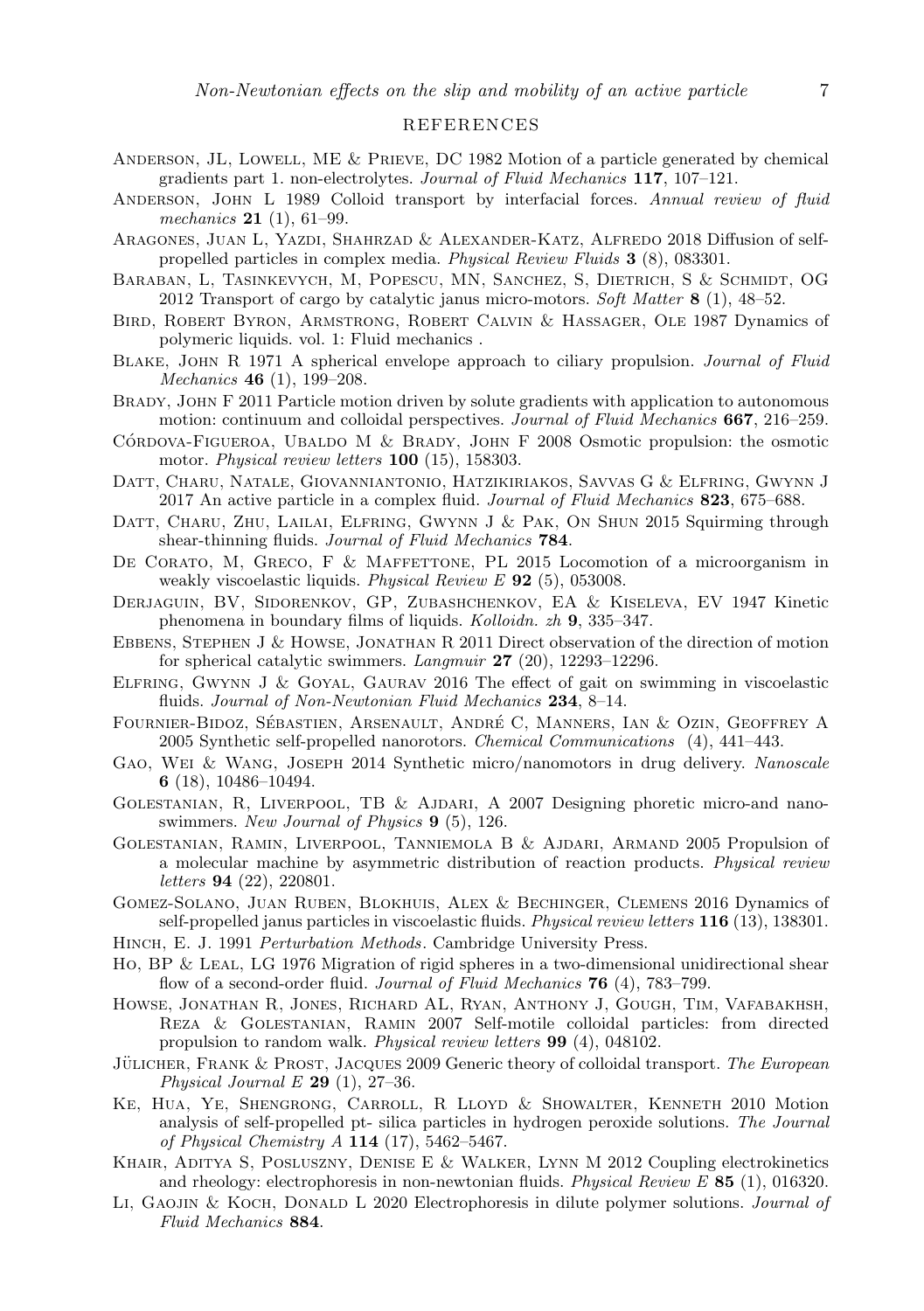## REFERENCES

Anderson, JL, Lowell, ME & Prieve, DC 1982 Motion of a particle generated by chemical gradients part 1. non-electrolytes. *Journal of Fluid Mechanics* **117**, 107–121.

Anderson, John L 1989 Colloid transport by interfacial forces. *Annual review of fluid mechanics* **21** (1), 61–99.

Aragones, Juan L, Yazdi, Shahrzad & Alexander-Katz, Alfredo 2018 Diffusion of self-propelled particles in complex media. *Physical Review Fluids* **3** (8), 083301.

Baraban, L, Tasinkevych, M, Popescu, MN, Sanchez, S, Dietrich, S & Schmidt, OG 2012 Transport of cargo by catalytic janus micro-motors. *Soft Matter* **8** (1), 48–52.

Bird, Robert Byron, Armstrong, Robert Calvin & Hassager, Ole 1987 Dynamics of polymeric liquids. vol. 1: Fluid mechanics .

Blake, John R 1971 A spherical envelope approach to ciliary propulsion. *Journal of Fluid Mechanics* **46** (1), 199–208.

Brady, John F 2011 Particle motion driven by solute gradients with application to autonomous motion: continuum and colloidal perspectives. *Journal of Fluid Mechanics* **667**, 216–259.

Córdova-Figueroa, Ubaldo M & Brady, John F 2008 Osmotic propulsion: the osmotic motor. *Physical review letters* **100** (15), 158303.

Datt, Charu, Natale, Giovanniantonio, Hatzikiriakos, Savvas G & Elfring, Gwynn J 2017 An active particle in a complex fluid. *Journal of Fluid Mechanics* **823**, 675–688.

Datt, Charu, Zhu, Lailai, Elfring, Gwynn J & Pak, On Shun 2015 Squirming through shear-thinning fluids. *Journal of Fluid Mechanics* **784**.

De Corato, M, Greco, F & Maffettone, PL 2015 Locomotion of a microorganism in weakly viscoelastic liquids. *Physical Review E* **92** (5), 053008.

Derjaguin, BV, Sidorenkov, GP, Zubashchenkov, EA & Kiseleva, EV 1947 Kinetic phenomena in boundary films of liquids. *Kolloidn. zh* **9**, 335–347.

Ebbens, Stephen J & Howse, Jonathan R 2011 Direct observation of the direction of motion for spherical catalytic swimmers. *Langmuir* **27** (20), 12293–12296.

Elfring, Gwynn J & Goyal, Gaurav 2016 The effect of gait on swimming in viscoelastic fluids. *Journal of Non-Newtonian Fluid Mechanics* **234**, 8–14.

Fournier-Bidoz, Sébastien, Arsenault, André C, Manners, Ian & Ozin, Geoffrey A 2005 Synthetic self-propelled nanorotors. *Chemical Communications* (4), 441–443.

Gao, Wei & Wang, Joseph 2014 Synthetic micro/nanomotors in drug delivery. *Nanoscale* **6** (18), 10486–10494.

Golestanian, R, Liverpool, TB & Ajdari, A 2007 Designing phoretic micro-and nano-swimmers. *New Journal of Physics* **9** (5), 126.

Golestanian, Ramin, Liverpool, Tanniemola B & Ajdari, Armand 2005 Propulsion of a molecular machine by asymmetric distribution of reaction products. *Physical review letters* **94** (22), 220801.

Gomez-Solano, Juan Ruben, Blokhuis, Alex & Bechinger, Clemens 2016 Dynamics of self-propelled janus particles in viscoelastic fluids. *Physical review letters* **116** (13), 138301.

Hinch, E. J. 1991 *Perturbation Methods*. Cambridge University Press.

Ho, BP & Leal, LG 1976 Migration of rigid spheres in a two-dimensional unidirectional shear flow of a second-order fluid. *Journal of Fluid Mechanics* **76** (4), 783–799.

Howse, Jonathan R, Jones, Richard AL, Ryan, Anthony J, Gough, Tim, Vafabakhsh, Reza & Golestanian, Ramin 2007 Self-motile colloidal particles: from directed propulsion to random walk. *Physical review letters* **99** (4), 048102.

Jülicher, Frank & Prost, Jacques 2009 Generic theory of colloidal transport. *The European Physical Journal E* **29** (1), 27–36.

Ke, Hua, Ye, Shengrong, Carroll, R Lloyd & Showalter, Kenneth 2010 Motion analysis of self-propelled pt- silica particles in hydrogen peroxide solutions. *The Journal of Physical Chemistry A* **114** (17), 5462–5467.

Khair, Aditya S, Posluszny, Denise E & Walker, Lynn M 2012 Coupling electrokinetics and rheology: electrophoresis in non-newtonian fluids. *Physical Review E* **85** (1), 016320.

Li, Gaojin & Koch, Donald L 2020 Electrophoresis in dilute polymer solutions. *Journal of Fluid Mechanics* **884**.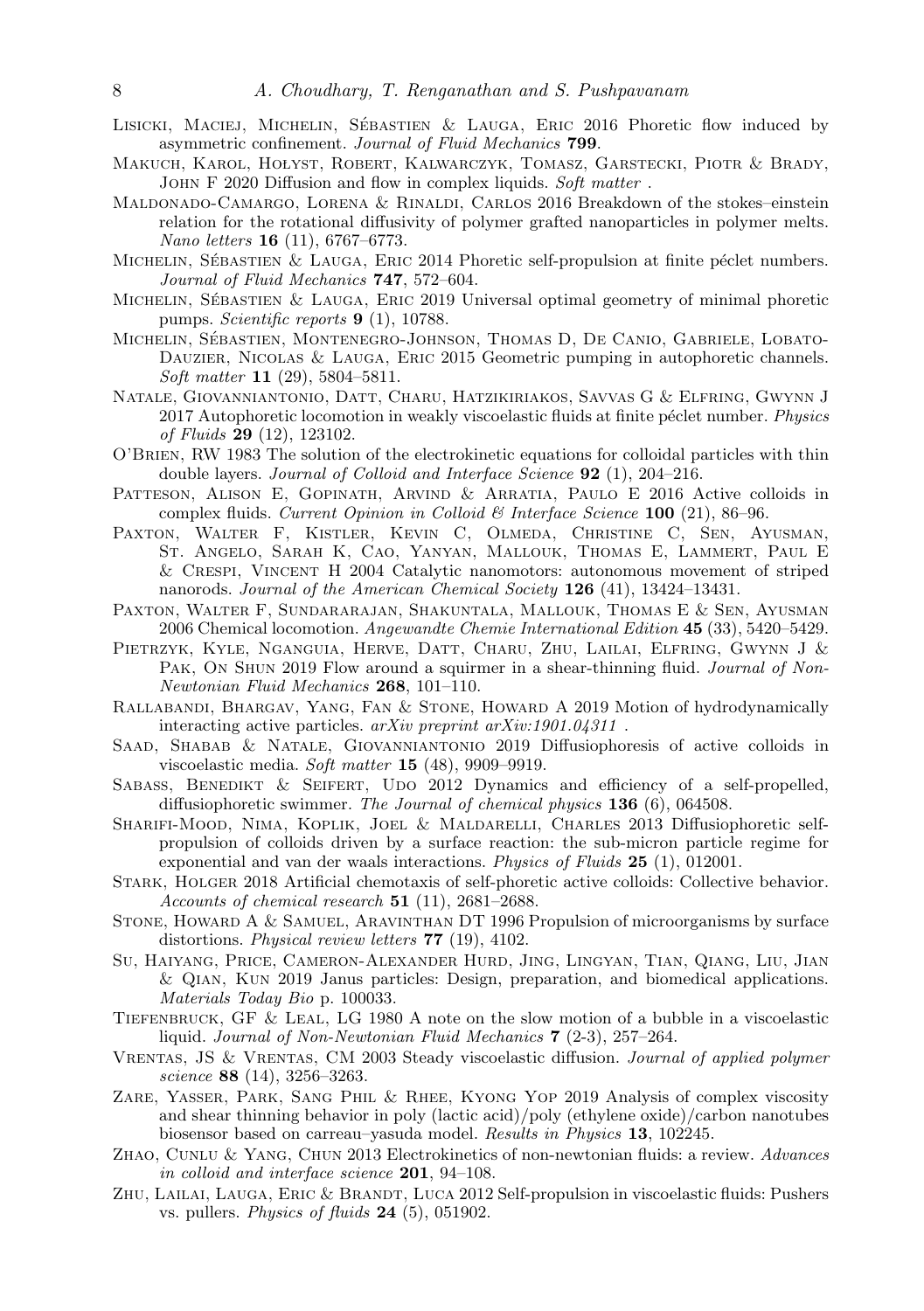Lisicki, Maciej, Michelin, Sébastien & Lauga, Eric 2016 Phoretic flow induced by asymmetric confinement. *Journal of Fluid Mechanics* **799**.

Makuch, Karol, Hołyst, Robert, Kalwarczyk, Tomasz, Garstecki, Piotr & Brady, John F 2020 Diffusion and flow in complex liquids. *Soft matter* .

Maldonado-Camargo, Lorena & Rinaldi, Carlos 2016 Breakdown of the stokes–einstein relation for the rotational diffusivity of polymer grafted nanoparticles in polymer melts. *Nano letters* **16** (11), 6767–6773.

Michelin, Sébastien & Lauga, Eric 2014 Phoretic self-propulsion at finite péclet numbers. *Journal of Fluid Mechanics* **747**, 572–604.

Michelin, Sébastien & Lauga, Eric 2019 Universal optimal geometry of minimal phoretic pumps. *Scientific reports* **9** (1), 10788.

Michelin, Sébastien, Montenegro-Johnson, Thomas D, De Canio, Gabriele, Lobato-Dauzier, Nicolas & Lauga, Eric 2015 Geometric pumping in autophoretic channels. *Soft matter* **11** (29), 5804–5811.

Natale, Giovanniantonio, Datt, Charu, Hatzikiriakos, Savvas G & Elfring, Gwynn J 2017 Autophoretic locomotion in weakly viscoelastic fluids at finite péclet number. *Physics of Fluids* **29** (12), 123102.

O'Brien, RW 1983 The solution of the electrokinetic equations for colloidal particles with thin double layers. *Journal of Colloid and Interface Science* **92** (1), 204–216.

Patteson, Alison E, Gopinath, Arvind & Arratia, Paulo E 2016 Active colloids in complex fluids. *Current Opinion in Colloid & Interface Science* **100** (21), 86–96.

Paxton, Walter F, Kistler, Kevin C, Olmeda, Christine C, Sen, Ayusman, St. Angelo, Sarah K, Cao, Yanyan, Mallouk, Thomas E, Lammert, Paul E & Crespi, Vincent H 2004 Catalytic nanomotors: autonomous movement of striped nanorods. *Journal of the American Chemical Society* **126** (41), 13424–13431.

Paxton, Walter F, Sundararajan, Shakuntala, Mallouk, Thomas E & Sen, Ayusman 2006 Chemical locomotion. *Angewandte Chemie International Edition* **45** (33), 5420–5429.

Pietrzyk, Kyle, Nganguia, Herve, Datt, Charu, Zhu, Lailai, Elfring, Gwynn J & Pak, On Shun 2019 Flow around a squirmer in a shear-thinning fluid. *Journal of Non-Newtonian Fluid Mechanics* **268**, 101–110.

Rallabandi, Bhargav, Yang, Fan & Stone, Howard A 2019 Motion of hydrodynamically interacting active particles. *arXiv preprint arXiv:1901.04311* .

Saad, Shabab & Natale, Giovanniantonio 2019 Diffusiophoresis of active colloids in viscoelastic media. *Soft matter* **15** (48), 9909–9919.

Sabass, Benedikt & Seifert, Udo 2012 Dynamics and efficiency of a self-propelled, diffusiophoretic swimmer. *The Journal of chemical physics* **136** (6), 064508.

Sharifi-Mood, Nima, Koplik, Joel & Maldarelli, Charles 2013 Diffusiophoretic self-propulsion of colloids driven by a surface reaction: the sub-micron particle regime for exponential and van der waals interactions. *Physics of Fluids* **25** (1), 012001.

Stark, Holger 2018 Artificial chemotaxis of self-phoretic active colloids: Collective behavior. *Accounts of chemical research* **51** (11), 2681–2688.

Stone, Howard A & Samuel, Aravinthan DT 1996 Propulsion of microorganisms by surface distortions. *Physical review letters* **77** (19), 4102.

Su, Haiyang, Price, Cameron-Alexander Hurd, Jing, Lingyan, Tian, Qiang, Liu, Jian & Qian, Kun 2019 Janus particles: Design, preparation, and biomedical applications. *Materials Today Bio* p. 100033.

Tiefenbruck, GF & Leal, LG 1980 A note on the slow motion of a bubble in a viscoelastic liquid. *Journal of Non-Newtonian Fluid Mechanics* **7** (2-3), 257–264.

Vrentas, JS & Vrentas, CM 2003 Steady viscoelastic diffusion. *Journal of applied polymer science* **88** (14), 3256–3263.

Zare, Yasser, Park, Sang Phil & Rhee, Kyong Yop 2019 Analysis of complex viscosity and shear thinning behavior in poly (lactic acid)/poly (ethylene oxide)/carbon nanotubes biosensor based on carreau–yasuda model. *Results in Physics* **13**, 102245.

Zhao, Cunlu & Yang, Chun 2013 Electrokinetics of non-newtonian fluids: a review. *Advances in colloid and interface science* **201**, 94–108.

Zhu, Lailai, Lauga, Eric & Brandt, Luca 2012 Self-propulsion in viscoelastic fluids: Pushers vs. pullers. *Physics of fluids* **24** (5), 051902.